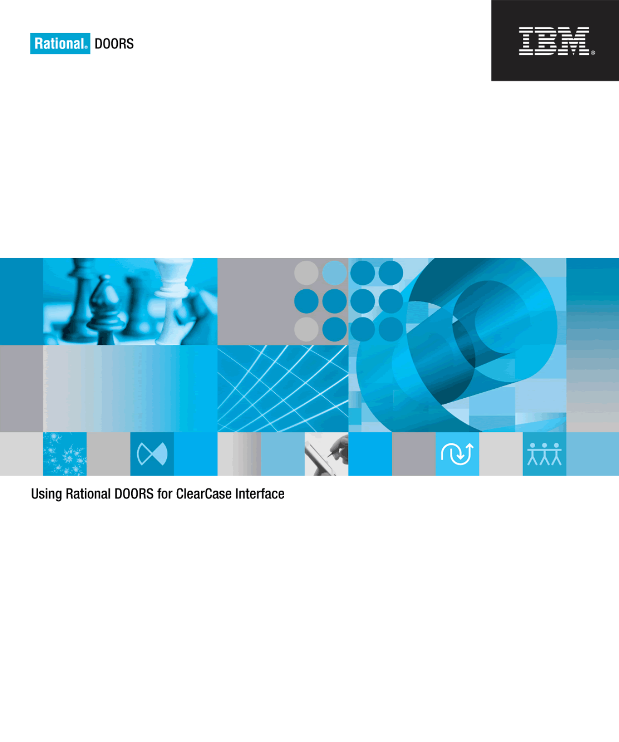Rational DOORS

IBM

# Using Rational DOORS for ClearCase Interface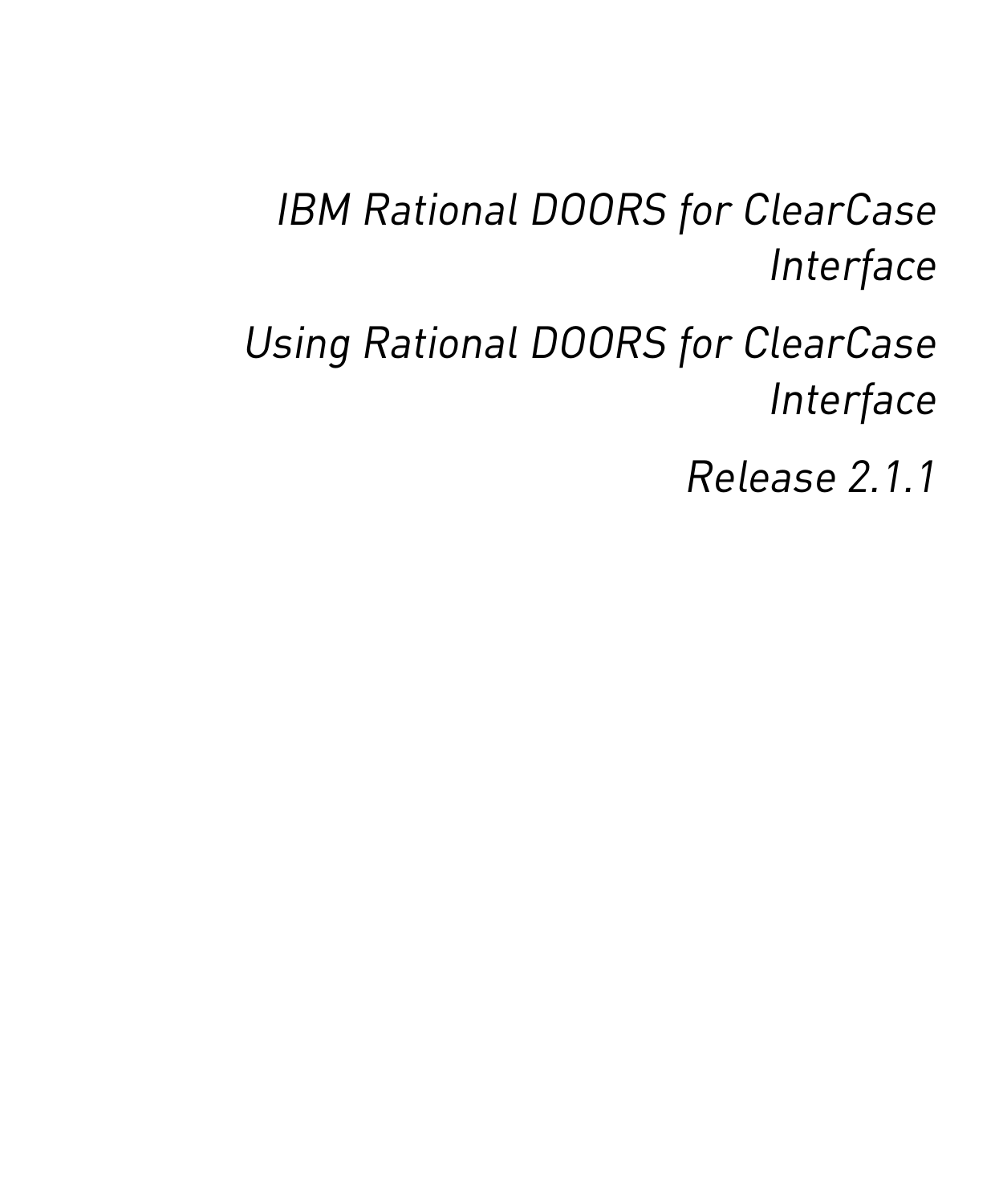# IBM Rational DOORS for ClearCase Interface

## Using Rational DOORS for ClearCase Interface

### Release 2.1.1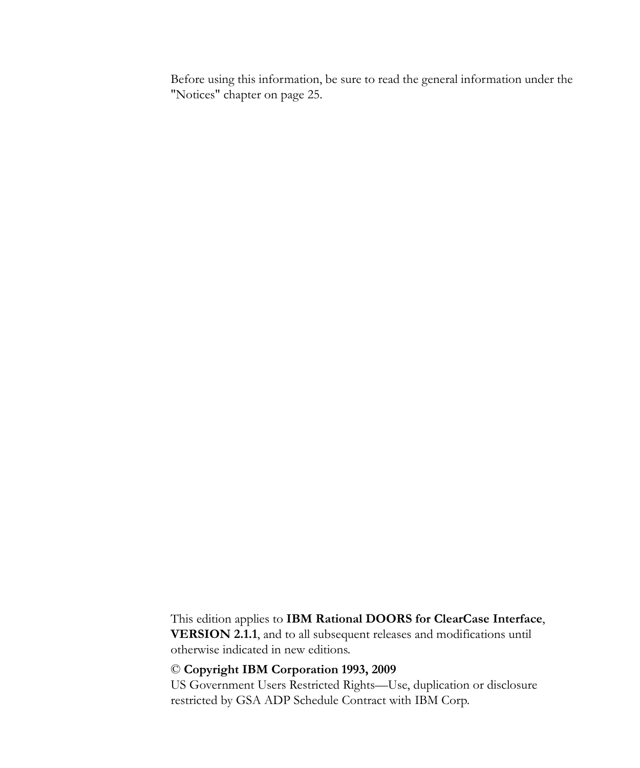Before using this information, be sure to read the general information under the "Notices" chapter on page 25.

This edition applies to **IBM Rational DOORS for ClearCase Interface**, **VERSION 2.1.1**, and to all subsequent releases and modifications until otherwise indicated in new editions.

© **Copyright IBM Corporation 1993, 2009**

US Government Users Restricted Rights—Use, duplication or disclosure restricted by GSA ADP Schedule Contract with IBM Corp.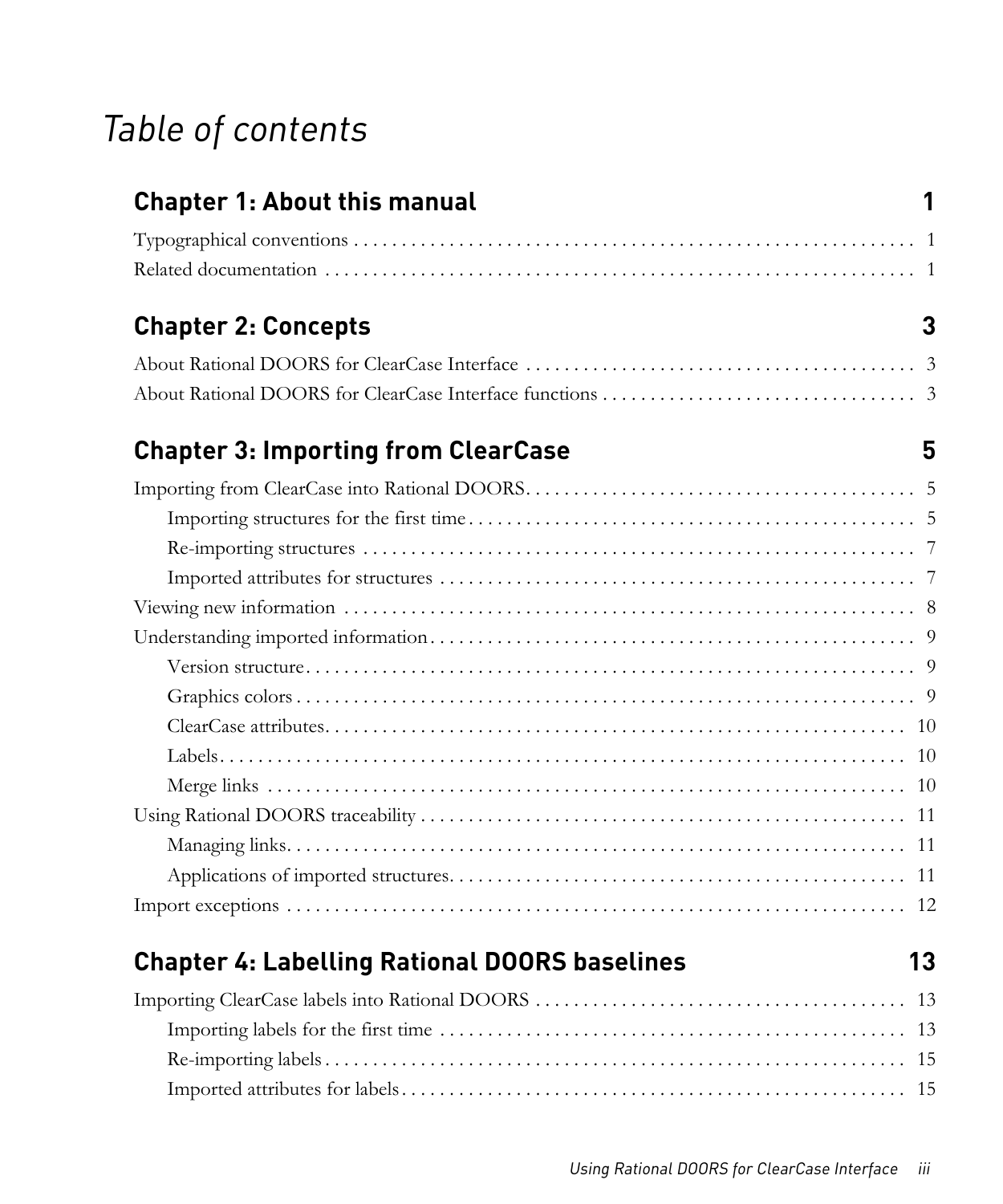# *Table of contents*

## Chapter 1: About this manual 1

Typographical conventions . . . . . . . . . . . . . . . . . . . . . . . . . . . . . . . . . . . . . . . . . . . . . . . . . . . . . . . . . . 1

Related documentation . . . . . . . . . . . . . . . . . . . . . . . . . . . . . . . . . . . . . . . . . . . . . . . . . . . . . . . . . . . . 1

## Chapter 2: Concepts 3

About Rational DOORS for ClearCase Interface . . . . . . . . . . . . . . . . . . . . . . . . . . . . . . . . . . . . . . . . 3

About Rational DOORS for ClearCase Interface functions . . . . . . . . . . . . . . . . . . . . . . . . . . . . . . . . 3

## Chapter 3: Importing from ClearCase 5

Importing from ClearCase into Rational DOORS. . . . . . . . . . . . . . . . . . . . . . . . . . . . . . . . . . . . . . . . 5

- Importing structures for the first time . . . . . . . . . . . . . . . . . . . . . . . . . . . . . . . . . . . . . . . . . . . . . . 5
- Re-importing structures . . . . . . . . . . . . . . . . . . . . . . . . . . . . . . . . . . . . . . . . . . . . . . . . . . . . . . . . . 7
- Imported attributes for structures . . . . . . . . . . . . . . . . . . . . . . . . . . . . . . . . . . . . . . . . . . . . . . . . . 7

Viewing new information . . . . . . . . . . . . . . . . . . . . . . . . . . . . . . . . . . . . . . . . . . . . . . . . . . . . . . . . . . . 8

Understanding imported information. . . . . . . . . . . . . . . . . . . . . . . . . . . . . . . . . . . . . . . . . . . . . . . . . . . 9

- Version structure. . . . . . . . . . . . . . . . . . . . . . . . . . . . . . . . . . . . . . . . . . . . . . . . . . . . . . . . . . . . . . . 9
- Graphics colors . . . . . . . . . . . . . . . . . . . . . . . . . . . . . . . . . . . . . . . . . . . . . . . . . . . . . . . . . . . . . . . . 9
- ClearCase attributes. . . . . . . . . . . . . . . . . . . . . . . . . . . . . . . . . . . . . . . . . . . . . . . . . . . . . . . . . . . . 10
- Labels. . . . . . . . . . . . . . . . . . . . . . . . . . . . . . . . . . . . . . . . . . . . . . . . . . . . . . . . . . . . . . . . . . . . . . . 10
- Merge links . . . . . . . . . . . . . . . . . . . . . . . . . . . . . . . . . . . . . . . . . . . . . . . . . . . . . . . . . . . . . . . . . . 10

Using Rational DOORS traceability . . . . . . . . . . . . . . . . . . . . . . . . . . . . . . . . . . . . . . . . . . . . . . . . . . 11

- Managing links. . . . . . . . . . . . . . . . . . . . . . . . . . . . . . . . . . . . . . . . . . . . . . . . . . . . . . . . . . . . . . . . 11
- Applications of imported structures. . . . . . . . . . . . . . . . . . . . . . . . . . . . . . . . . . . . . . . . . . . . . . . . 11

Import exceptions . . . . . . . . . . . . . . . . . . . . . . . . . . . . . . . . . . . . . . . . . . . . . . . . . . . . . . . . . . . . . . . . 12

## Chapter 4: Labelling Rational DOORS baselines 13

Importing ClearCase labels into Rational DOORS . . . . . . . . . . . . . . . . . . . . . . . . . . . . . . . . . . . . . . 13

- Importing labels for the first time . . . . . . . . . . . . . . . . . . . . . . . . . . . . . . . . . . . . . . . . . . . . . . . . . 13
- Re-importing labels . . . . . . . . . . . . . . . . . . . . . . . . . . . . . . . . . . . . . . . . . . . . . . . . . . . . . . . . . . . . 15
- Imported attributes for labels . . . . . . . . . . . . . . . . . . . . . . . . . . . . . . . . . . . . . . . . . . . . . . . . . . . . 15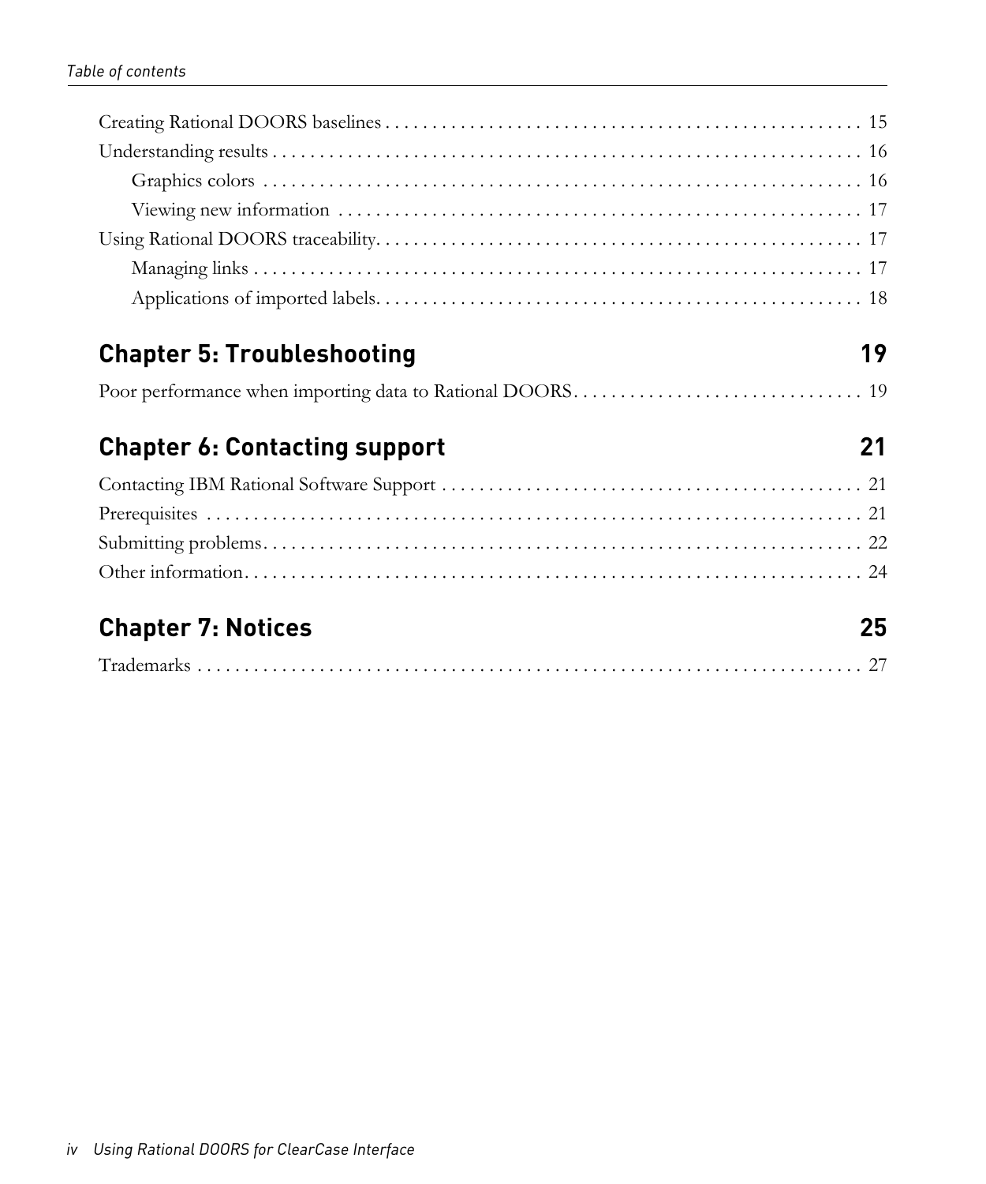Creating Rational DOORS baselines . . . . . . . . . . . . . . . . . . . . . . . . . . . . . . . . . . . . . . . . . . . . . . . . . . . . 15

Understanding results . . . . . . . . . . . . . . . . . . . . . . . . . . . . . . . . . . . . . . . . . . . . . . . . . . . . . . . . . . . . . . . . 16

- Graphics colors . . . . . . . . . . . . . . . . . . . . . . . . . . . . . . . . . . . . . . . . . . . . . . . . . . . . . . . . . . . . . . . . . 16
- Viewing new information . . . . . . . . . . . . . . . . . . . . . . . . . . . . . . . . . . . . . . . . . . . . . . . . . . . . . . . . . 17

Using Rational DOORS traceability. . . . . . . . . . . . . . . . . . . . . . . . . . . . . . . . . . . . . . . . . . . . . . . . . . . . . 17

- Managing links . . . . . . . . . . . . . . . . . . . . . . . . . . . . . . . . . . . . . . . . . . . . . . . . . . . . . . . . . . . . . . . . . . 17
- Applications of imported labels. . . . . . . . . . . . . . . . . . . . . . . . . . . . . . . . . . . . . . . . . . . . . . . . . . . . . 18

## Chapter 5: Troubleshooting 19

Poor performance when importing data to Rational DOORS. . . . . . . . . . . . . . . . . . . . . . . . . . . . . . . 19

## Chapter 6: Contacting support 21

Contacting IBM Rational Software Support . . . . . . . . . . . . . . . . . . . . . . . . . . . . . . . . . . . . . . . . . . . . . 21

Prerequisites . . . . . . . . . . . . . . . . . . . . . . . . . . . . . . . . . . . . . . . . . . . . . . . . . . . . . . . . . . . . . . . . . . . . . . 21

Submitting problems. . . . . . . . . . . . . . . . . . . . . . . . . . . . . . . . . . . . . . . . . . . . . . . . . . . . . . . . . . . . . . . . . 22

Other information. . . . . . . . . . . . . . . . . . . . . . . . . . . . . . . . . . . . . . . . . . . . . . . . . . . . . . . . . . . . . . . . . . . 24

## Chapter 7: Notices 25

Trademarks . . . . . . . . . . . . . . . . . . . . . . . . . . . . . . . . . . . . . . . . . . . . . . . . . . . . . . . . . . . . . . . . . . . . . . . 27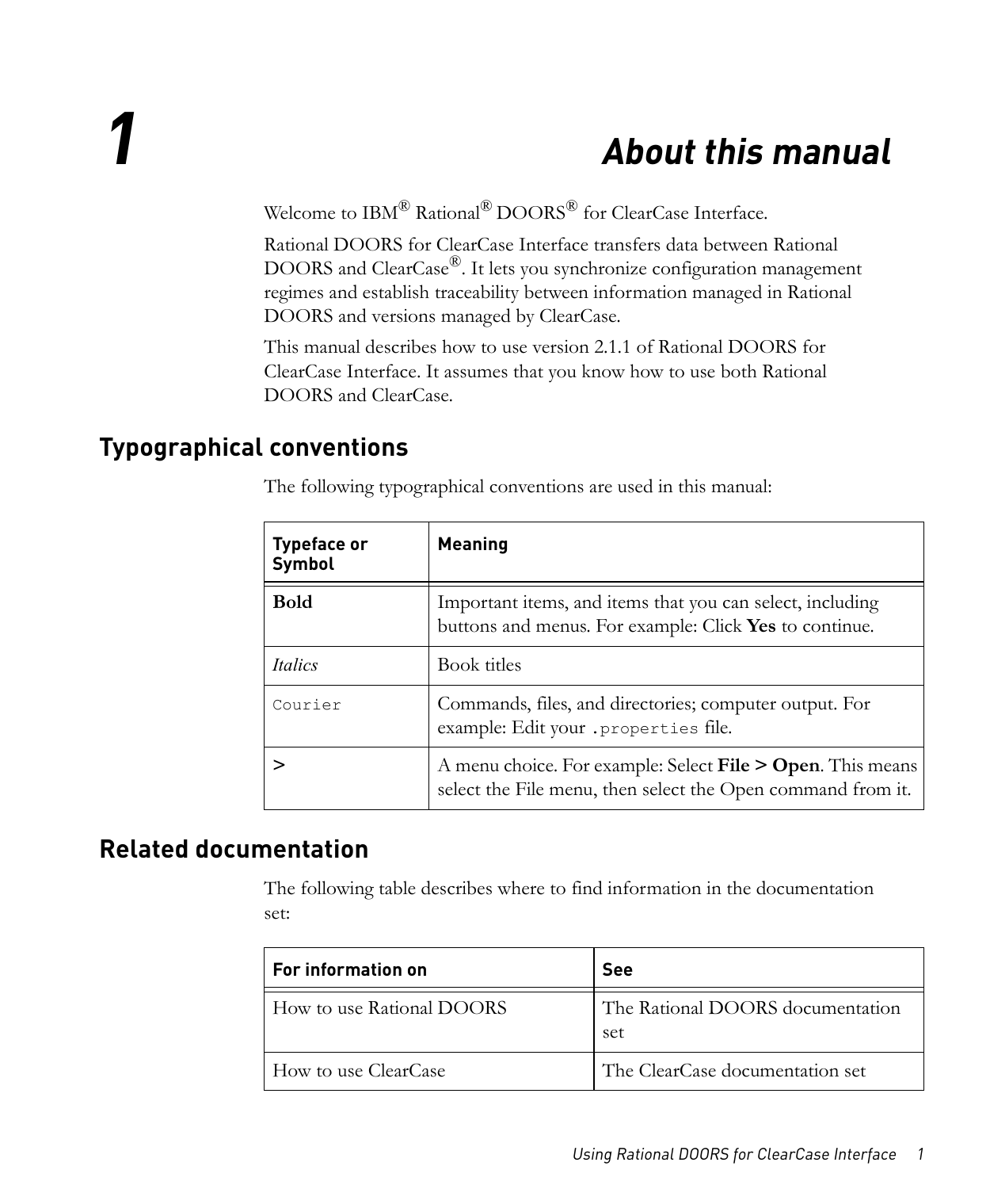# 1 About this manual

Welcome to IBM® Rational® DOORS® for ClearCase Interface.

Rational DOORS for ClearCase Interface transfers data between Rational DOORS and ClearCase®. It lets you synchronize configuration management regimes and establish traceability between information managed in Rational DOORS and versions managed by ClearCase.

This manual describes how to use version 2.1.1 of Rational DOORS for ClearCase Interface. It assumes that you know how to use both Rational DOORS and ClearCase.

## Typographical conventions

The following typographical conventions are used in this manual:

| Typeface or Symbol | Meaning |
| --- | --- |
| **Bold** | Important items, and items that you can select, including buttons and menus. For example: Click **Yes** to continue. |
| *Italics* | Book titles |
| `Courier` | Commands, files, and directories; computer output. For example: Edit your `.properties` file. |
| > | A menu choice. For example: Select **File > Open**. This means select the File menu, then select the Open command from it. |

## Related documentation

The following table describes where to find information in the documentation set:

| For information on | See |
| --- | --- |
| How to use Rational DOORS | The Rational DOORS documentation set |
| How to use ClearCase | The ClearCase documentation set |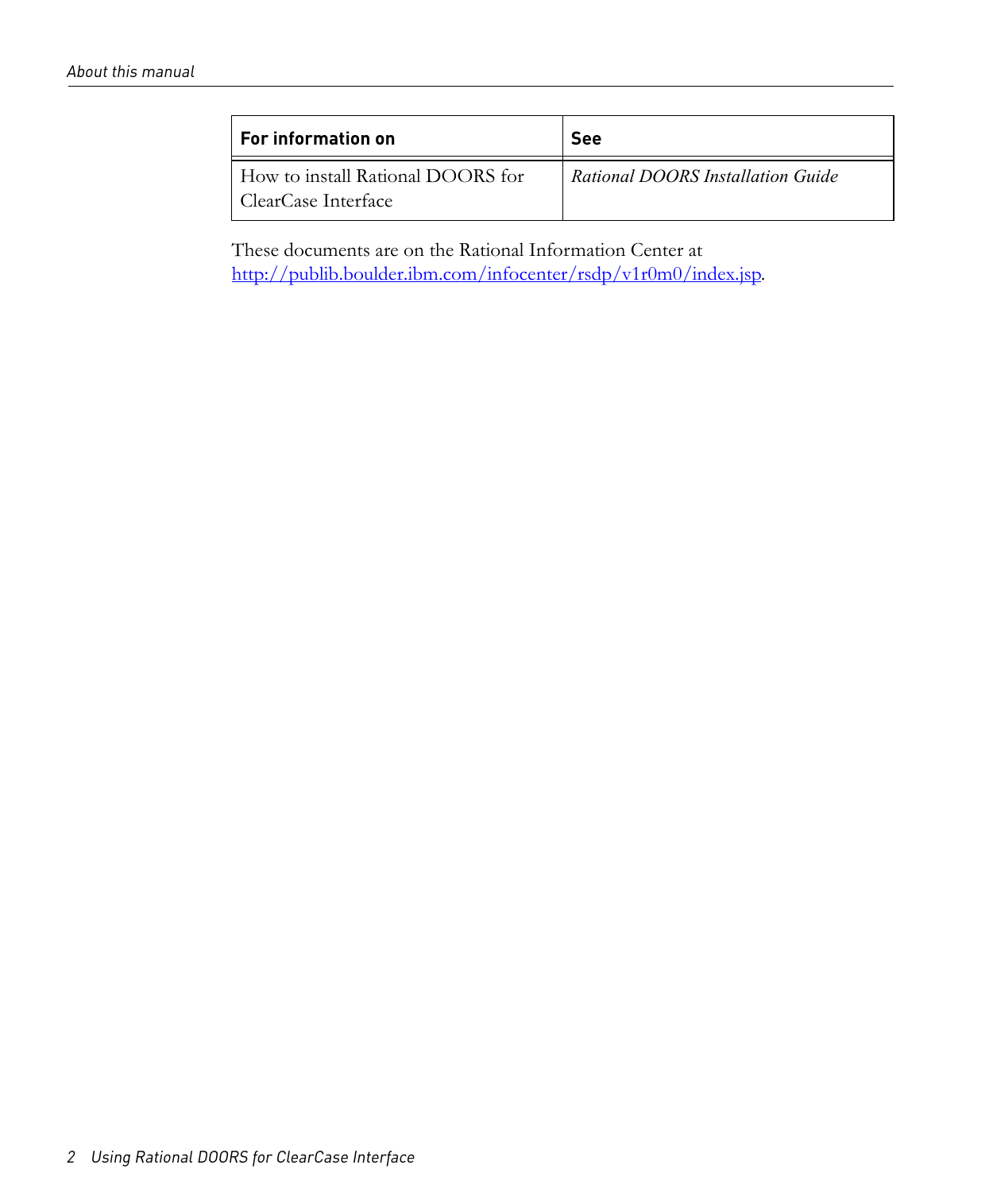| For information on | See |
| --- | --- |
| How to install Rational DOORS for ClearCase Interface | *Rational DOORS Installation Guide* |

These documents are on the Rational Information Center at [http://publib.boulder.ibm.com/infocenter/rsdp/v1r0m0/index.jsp](http://publib.boulder.ibm.com/infocenter/rsdp/v1r0m0/index.jsp).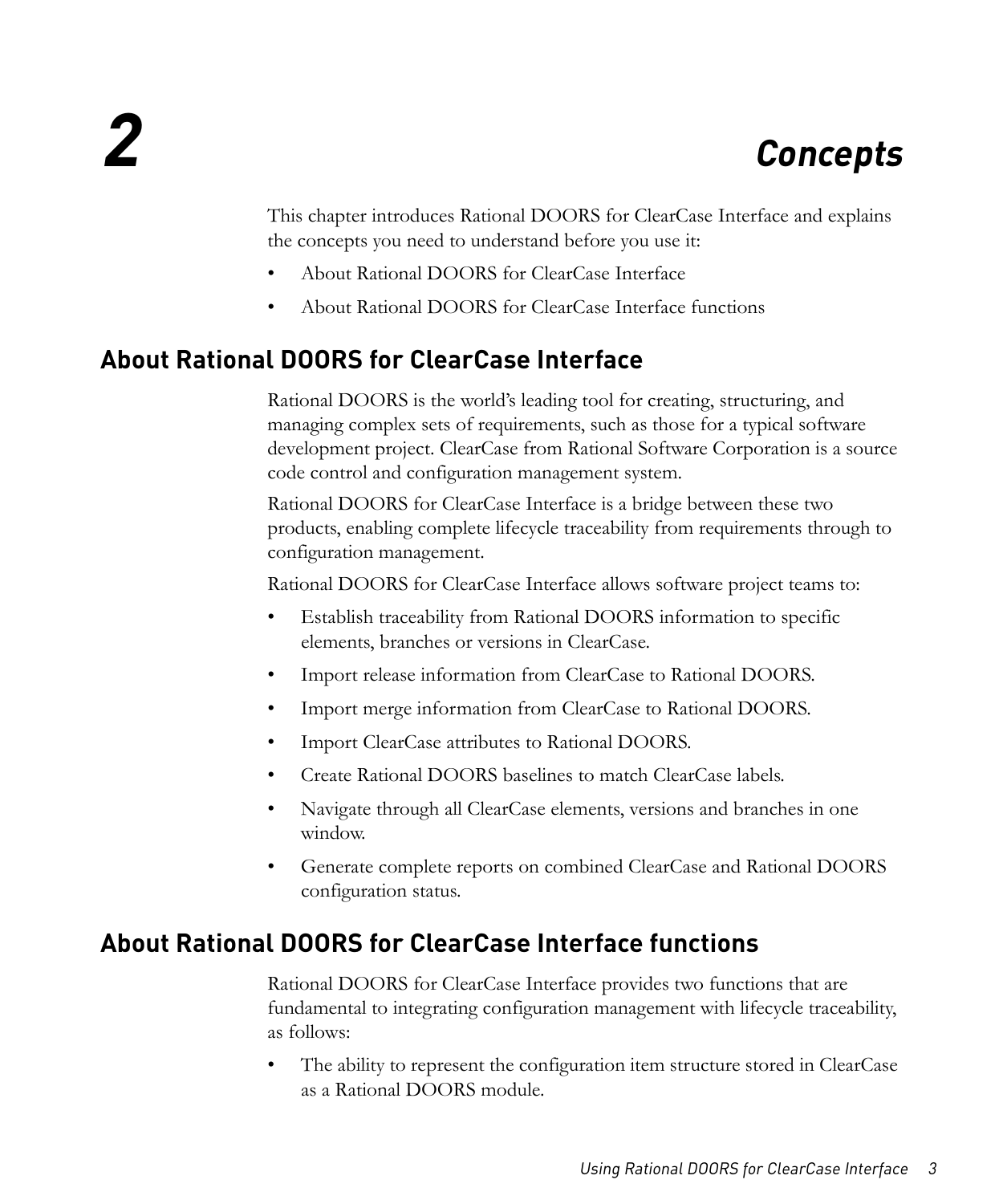# 2 Concepts

This chapter introduces Rational DOORS for ClearCase Interface and explains the concepts you need to understand before you use it:

- About Rational DOORS for ClearCase Interface
- About Rational DOORS for ClearCase Interface functions

## About Rational DOORS for ClearCase Interface

Rational DOORS is the world's leading tool for creating, structuring, and managing complex sets of requirements, such as those for a typical software development project. ClearCase from Rational Software Corporation is a source code control and configuration management system.

Rational DOORS for ClearCase Interface is a bridge between these two products, enabling complete lifecycle traceability from requirements through to configuration management.

Rational DOORS for ClearCase Interface allows software project teams to:

- Establish traceability from Rational DOORS information to specific elements, branches or versions in ClearCase.
- Import release information from ClearCase to Rational DOORS.
- Import merge information from ClearCase to Rational DOORS.
- Import ClearCase attributes to Rational DOORS.
- Create Rational DOORS baselines to match ClearCase labels.
- Navigate through all ClearCase elements, versions and branches in one window.
- Generate complete reports on combined ClearCase and Rational DOORS configuration status.

## About Rational DOORS for ClearCase Interface functions

Rational DOORS for ClearCase Interface provides two functions that are fundamental to integrating configuration management with lifecycle traceability, as follows:

- The ability to represent the configuration item structure stored in ClearCase as a Rational DOORS module.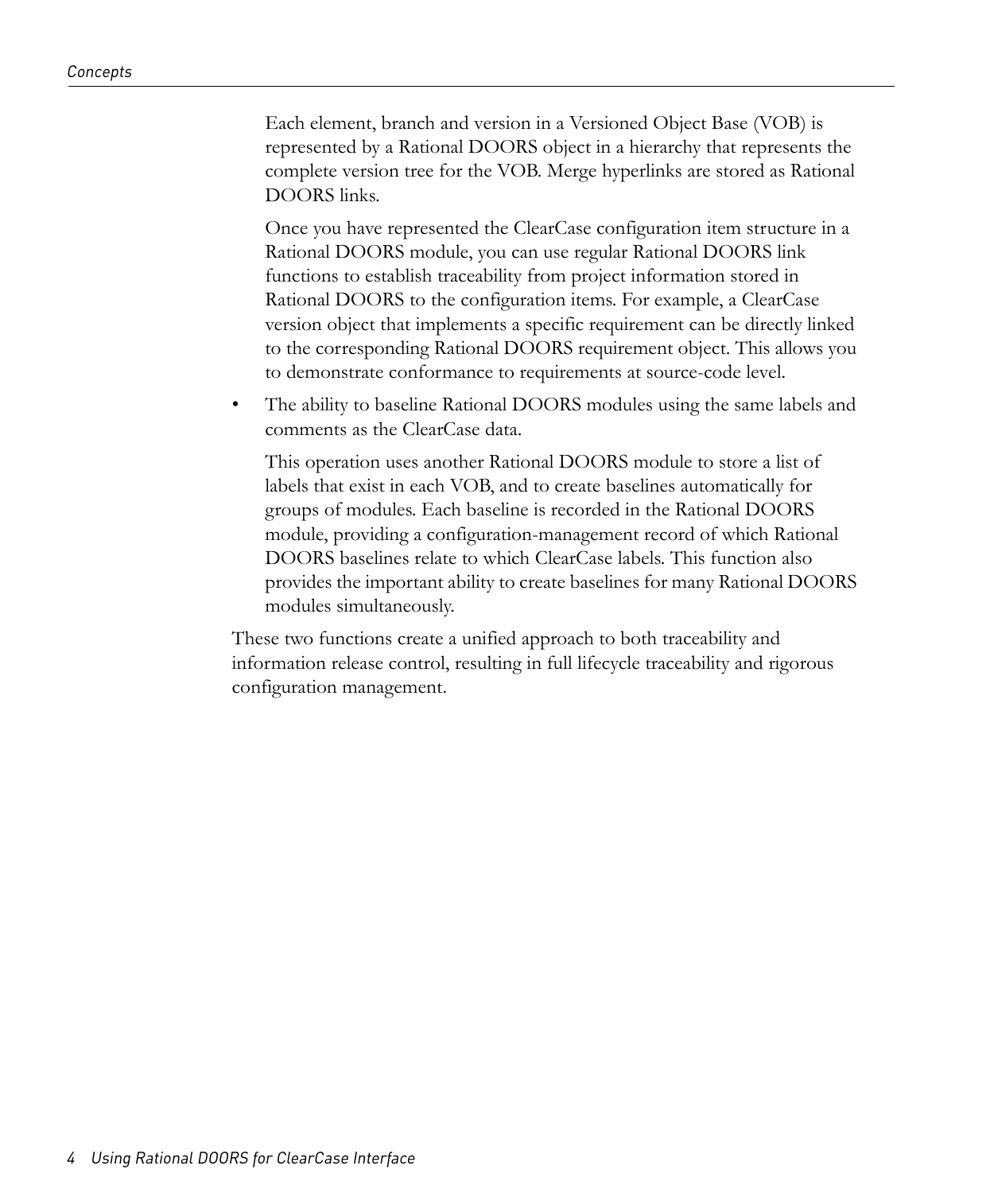Each element, branch and version in a Versioned Object Base (VOB) is represented by a Rational DOORS object in a hierarchy that represents the complete version tree for the VOB. Merge hyperlinks are stored as Rational DOORS links.

Once you have represented the ClearCase configuration item structure in a Rational DOORS module, you can use regular Rational DOORS link functions to establish traceability from project information stored in Rational DOORS to the configuration items. For example, a ClearCase version object that implements a specific requirement can be directly linked to the corresponding Rational DOORS requirement object. This allows you to demonstrate conformance to requirements at source-code level.

- The ability to baseline Rational DOORS modules using the same labels and comments as the ClearCase data.

  This operation uses another Rational DOORS module to store a list of labels that exist in each VOB, and to create baselines automatically for groups of modules. Each baseline is recorded in the Rational DOORS module, providing a configuration-management record of which Rational DOORS baselines relate to which ClearCase labels. This function also provides the important ability to create baselines for many Rational DOORS modules simultaneously.

These two functions create a unified approach to both traceability and information release control, resulting in full lifecycle traceability and rigorous configuration management.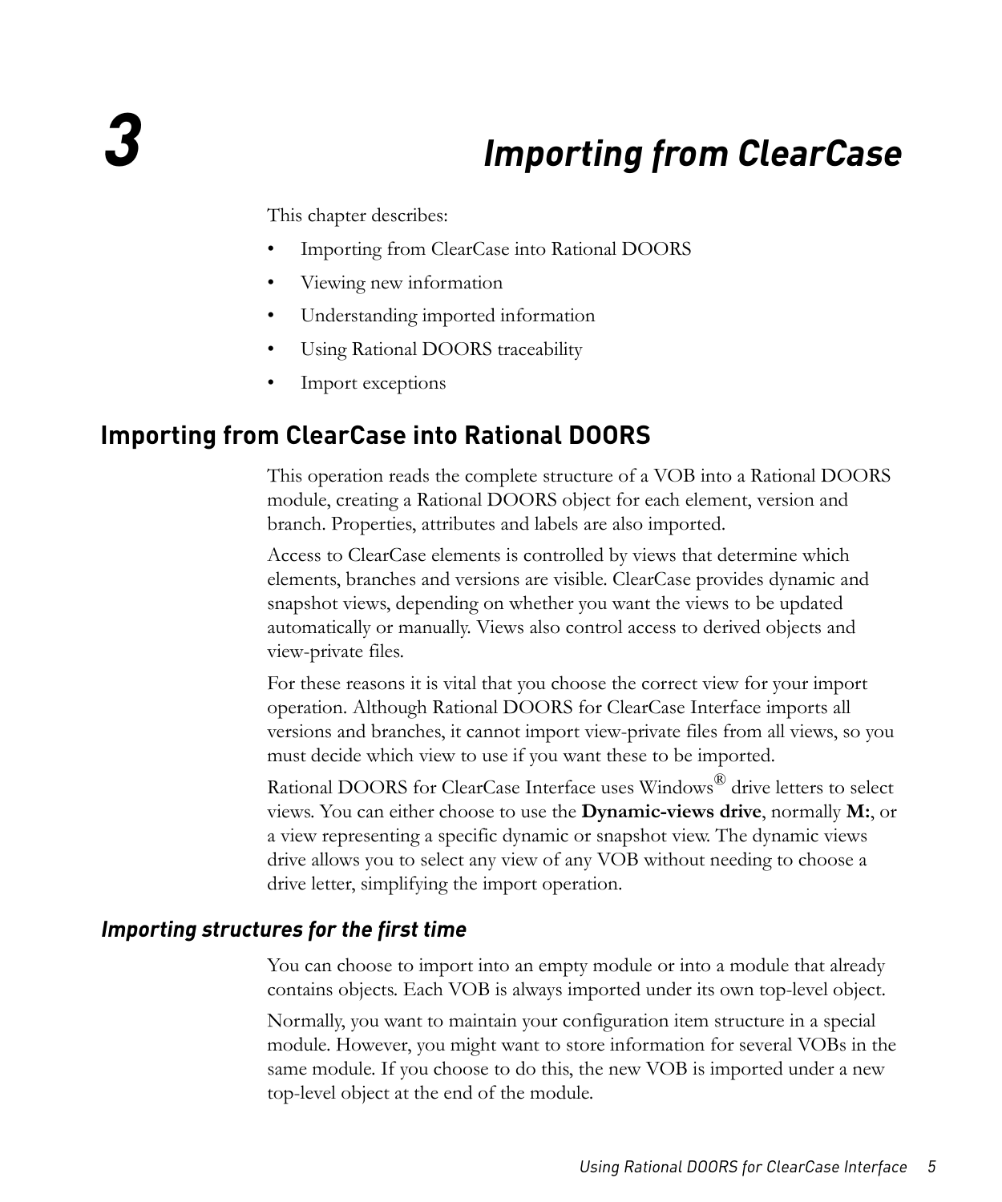# 3 Importing from ClearCase

This chapter describes:

- Importing from ClearCase into Rational DOORS
- Viewing new information
- Understanding imported information
- Using Rational DOORS traceability
- Import exceptions

## Importing from ClearCase into Rational DOORS

This operation reads the complete structure of a VOB into a Rational DOORS module, creating a Rational DOORS object for each element, version and branch. Properties, attributes and labels are also imported.

Access to ClearCase elements is controlled by views that determine which elements, branches and versions are visible. ClearCase provides dynamic and snapshot views, depending on whether you want the views to be updated automatically or manually. Views also control access to derived objects and view-private files.

For these reasons it is vital that you choose the correct view for your import operation. Although Rational DOORS for ClearCase Interface imports all versions and branches, it cannot import view-private files from all views, so you must decide which view to use if you want these to be imported.

Rational DOORS for ClearCase Interface uses Windows® drive letters to select views. You can either choose to use the **Dynamic-views drive**, normally **M:**, or a view representing a specific dynamic or snapshot view. The dynamic views drive allows you to select any view of any VOB without needing to choose a drive letter, simplifying the import operation.

### *Importing structures for the first time*

You can choose to import into an empty module or into a module that already contains objects. Each VOB is always imported under its own top-level object.

Normally, you want to maintain your configuration item structure in a special module. However, you might want to store information for several VOBs in the same module. If you choose to do this, the new VOB is imported under a new top-level object at the end of the module.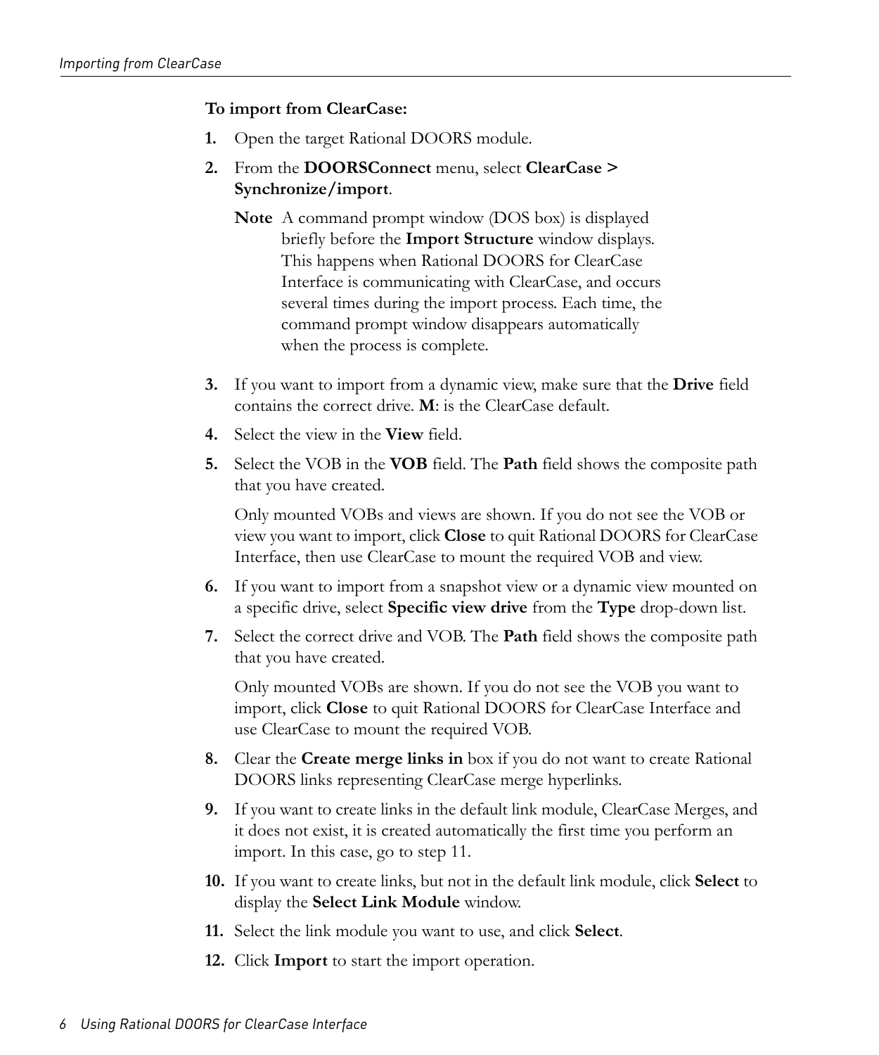**To import from ClearCase:**

1. Open the target Rational DOORS module.
2. From the **DOORSConnect** menu, select **ClearCase > Synchronize/import**.

   **Note** A command prompt window (DOS box) is displayed briefly before the **Import Structure** window displays. This happens when Rational DOORS for ClearCase Interface is communicating with ClearCase, and occurs several times during the import process. Each time, the command prompt window disappears automatically when the process is complete.

3. If you want to import from a dynamic view, make sure that the **Drive** field contains the correct drive. **M**: is the ClearCase default.
4. Select the view in the **View** field.
5. Select the VOB in the **VOB** field. The **Path** field shows the composite path that you have created.

   Only mounted VOBs and views are shown. If you do not see the VOB or view you want to import, click **Close** to quit Rational DOORS for ClearCase Interface, then use ClearCase to mount the required VOB and view.

6. If you want to import from a snapshot view or a dynamic view mounted on a specific drive, select **Specific view drive** from the **Type** drop-down list.
7. Select the correct drive and VOB. The **Path** field shows the composite path that you have created.

   Only mounted VOBs are shown. If you do not see the VOB you want to import, click **Close** to quit Rational DOORS for ClearCase Interface and use ClearCase to mount the required VOB.

8. Clear the **Create merge links in** box if you do not want to create Rational DOORS links representing ClearCase merge hyperlinks.
9. If you want to create links in the default link module, ClearCase Merges, and it does not exist, it is created automatically the first time you perform an import. In this case, go to step 11.
10. If you want to create links, but not in the default link module, click **Select** to display the **Select Link Module** window.
11. Select the link module you want to use, and click **Select**.
12. Click **Import** to start the import operation.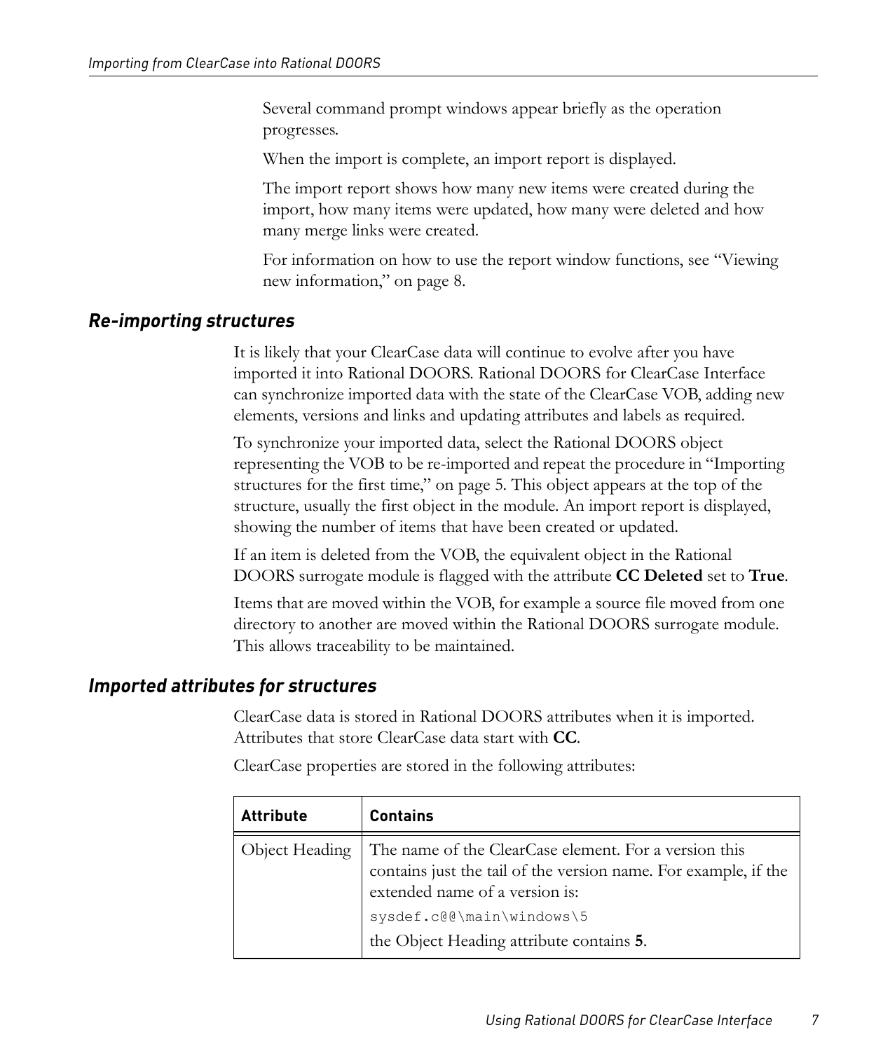Several command prompt windows appear briefly as the operation progresses.

When the import is complete, an import report is displayed.

The import report shows how many new items were created during the import, how many items were updated, how many were deleted and how many merge links were created.

For information on how to use the report window functions, see “Viewing new information,” on page 8.

## Re-importing structures

It is likely that your ClearCase data will continue to evolve after you have imported it into Rational DOORS. Rational DOORS for ClearCase Interface can synchronize imported data with the state of the ClearCase VOB, adding new elements, versions and links and updating attributes and labels as required.

To synchronize your imported data, select the Rational DOORS object representing the VOB to be re-imported and repeat the procedure in “Importing structures for the first time,” on page 5. This object appears at the top of the structure, usually the first object in the module. An import report is displayed, showing the number of items that have been created or updated.

If an item is deleted from the VOB, the equivalent object in the Rational DOORS surrogate module is flagged with the attribute **CC Deleted** set to **True**.

Items that are moved within the VOB, for example a source file moved from one directory to another are moved within the Rational DOORS surrogate module. This allows traceability to be maintained.

## Imported attributes for structures

ClearCase data is stored in Rational DOORS attributes when it is imported. Attributes that store ClearCase data start with **CC**.

ClearCase properties are stored in the following attributes:

| Attribute | Contains |
| --- | --- |
| Object Heading | The name of the ClearCase element. For a version this contains just the tail of the version name. For example, if the extended name of a version is: `sysdef.c@@\main\windows\5` the Object Heading attribute contains **5**. |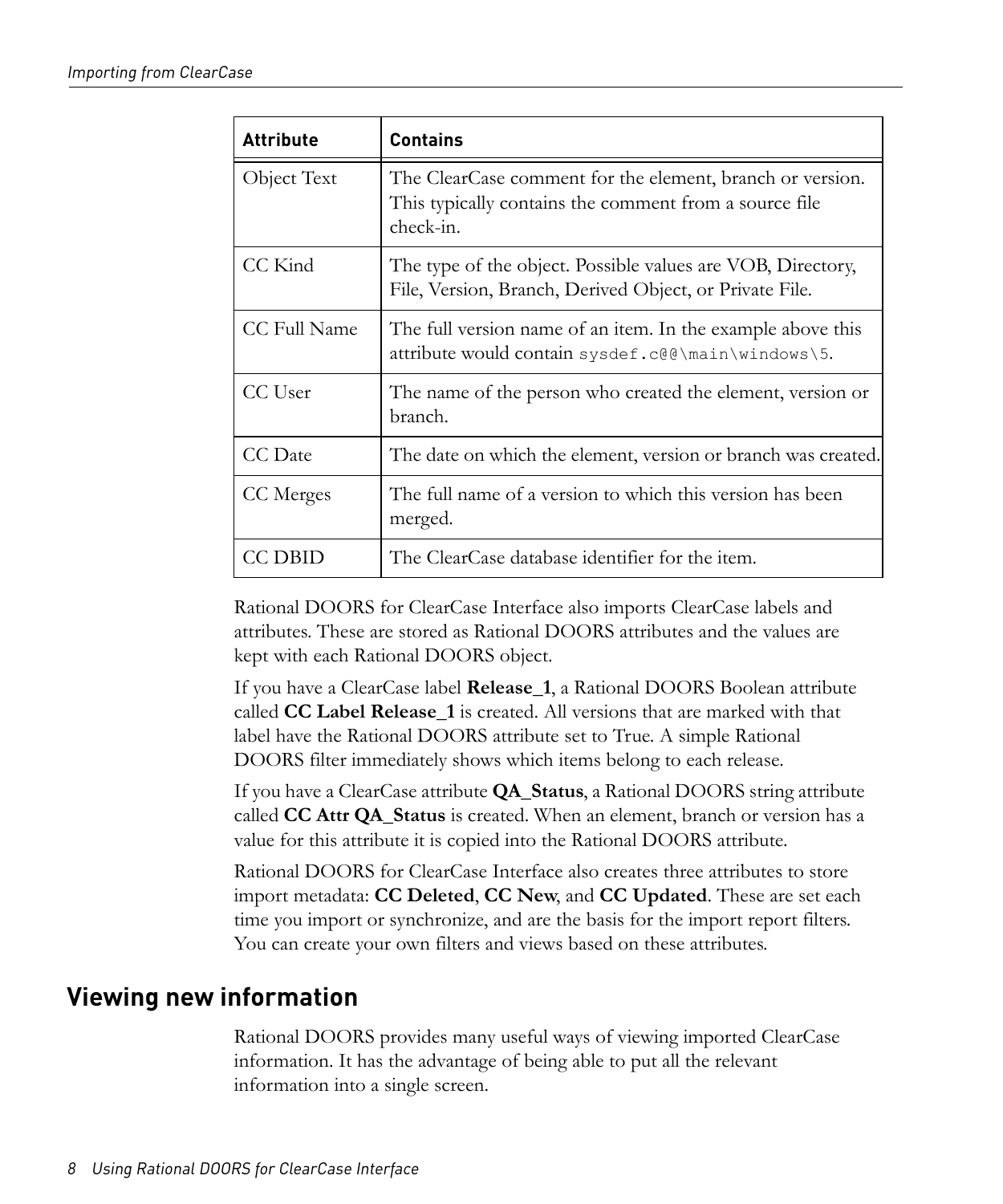| Attribute | Contains |
|---|---|
| Object Text | The ClearCase comment for the element, branch or version. This typically contains the comment from a source file check-in. |
| CC Kind | The type of the object. Possible values are VOB, Directory, File, Version, Branch, Derived Object, or Private File. |
| CC Full Name | The full version name of an item. In the example above this attribute would contain `sysdef.c@@\main\windows\5`. |
| CC User | The name of the person who created the element, version or branch. |
| CC Date | The date on which the element, version or branch was created. |
| CC Merges | The full name of a version to which this version has been merged. |
| CC DBID | The ClearCase database identifier for the item. |

Rational DOORS for ClearCase Interface also imports ClearCase labels and attributes. These are stored as Rational DOORS attributes and the values are kept with each Rational DOORS object.

If you have a ClearCase label **Release_1**, a Rational DOORS Boolean attribute called **CC Label Release_1** is created. All versions that are marked with that label have the Rational DOORS attribute set to True. A simple Rational DOORS filter immediately shows which items belong to each release.

If you have a ClearCase attribute **QA_Status**, a Rational DOORS string attribute called **CC Attr QA_Status** is created. When an element, branch or version has a value for this attribute it is copied into the Rational DOORS attribute.

Rational DOORS for ClearCase Interface also creates three attributes to store import metadata: **CC Deleted**, **CC New**, and **CC Updated**. These are set each time you import or synchronize, and are the basis for the import report filters. You can create your own filters and views based on these attributes.

## Viewing new information

Rational DOORS provides many useful ways of viewing imported ClearCase information. It has the advantage of being able to put all the relevant information into a single screen.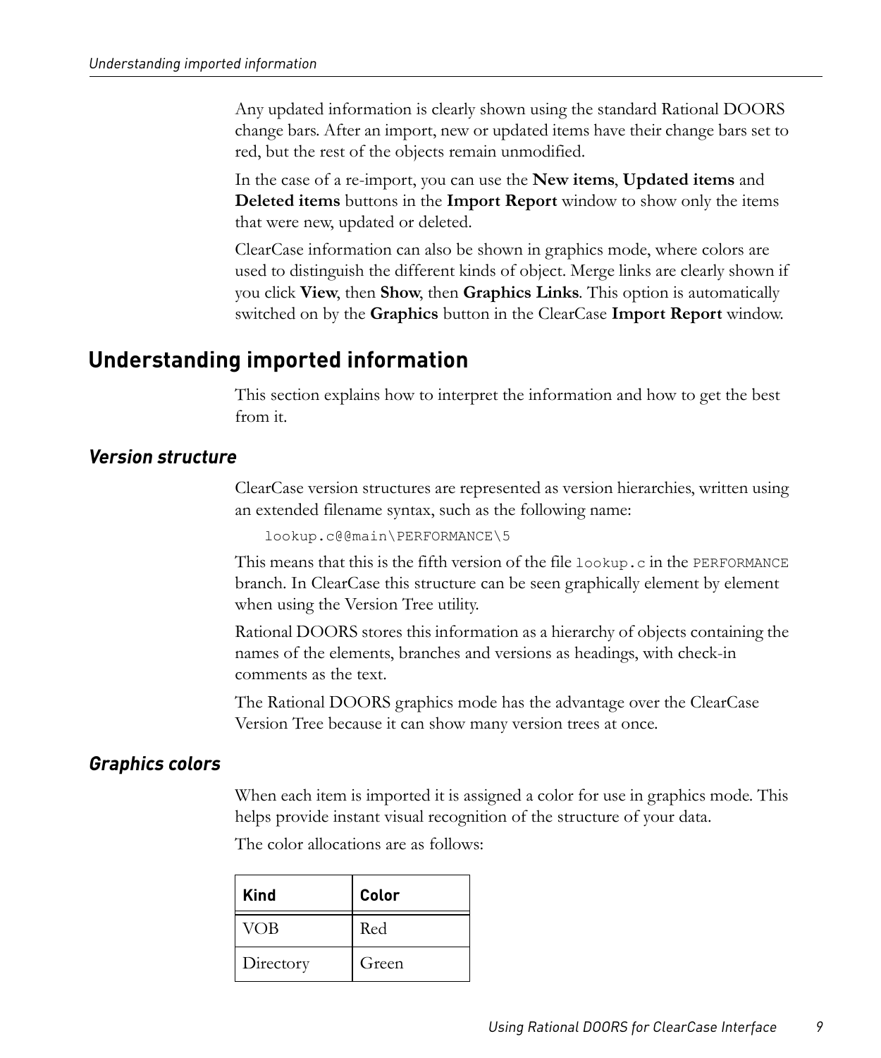Any updated information is clearly shown using the standard Rational DOORS change bars. After an import, new or updated items have their change bars set to red, but the rest of the objects remain unmodified.

In the case of a re-import, you can use the **New items**, **Updated items** and **Deleted items** buttons in the **Import Report** window to show only the items that were new, updated or deleted.

ClearCase information can also be shown in graphics mode, where colors are used to distinguish the different kinds of object. Merge links are clearly shown if you click **View**, then **Show**, then **Graphics Links**. This option is automatically switched on by the **Graphics** button in the ClearCase **Import Report** window.

## Understanding imported information

This section explains how to interpret the information and how to get the best from it.

### *Version structure*

ClearCase version structures are represented as version hierarchies, written using an extended filename syntax, such as the following name:

```
lookup.c@@main\PERFORMANCE\5
```

This means that this is the fifth version of the file `lookup.c` in the `PERFORMANCE` branch. In ClearCase this structure can be seen graphically element by element when using the Version Tree utility.

Rational DOORS stores this information as a hierarchy of objects containing the names of the elements, branches and versions as headings, with check-in comments as the text.

The Rational DOORS graphics mode has the advantage over the ClearCase Version Tree because it can show many version trees at once.

### *Graphics colors*

When each item is imported it is assigned a color for use in graphics mode. This helps provide instant visual recognition of the structure of your data.

The color allocations are as follows:

| Kind | Color |
|---|---|
| VOB | Red |
| Directory | Green |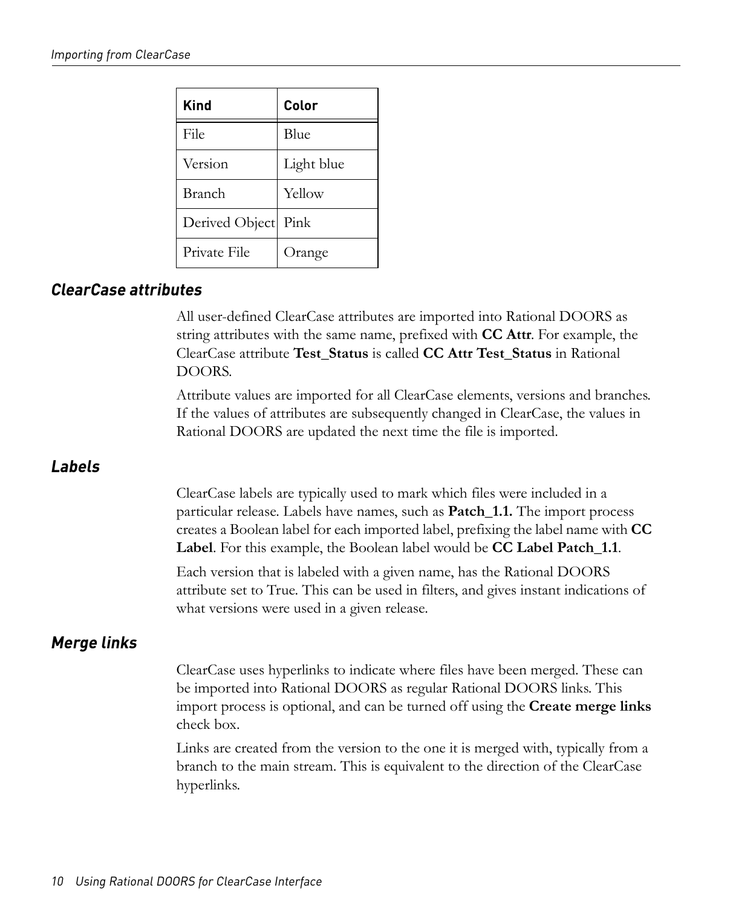| Kind | Color |
| --- | --- |
| File | Blue |
| Version | Light blue |
| Branch | Yellow |
| Derived Object | Pink |
| Private File | Orange |

### ClearCase attributes

All user-defined ClearCase attributes are imported into Rational DOORS as string attributes with the same name, prefixed with **CC Attr**. For example, the ClearCase attribute **Test_Status** is called **CC Attr Test_Status** in Rational DOORS.

Attribute values are imported for all ClearCase elements, versions and branches. If the values of attributes are subsequently changed in ClearCase, the values in Rational DOORS are updated the next time the file is imported.

### Labels

ClearCase labels are typically used to mark which files were included in a particular release. Labels have names, such as **Patch_1.1.** The import process creates a Boolean label for each imported label, prefixing the label name with **CC Label**. For this example, the Boolean label would be **CC Label Patch_1.1**.

Each version that is labeled with a given name, has the Rational DOORS attribute set to True. This can be used in filters, and gives instant indications of what versions were used in a given release.

### Merge links

ClearCase uses hyperlinks to indicate where files have been merged. These can be imported into Rational DOORS as regular Rational DOORS links. This import process is optional, and can be turned off using the **Create merge links** check box.

Links are created from the version to the one it is merged with, typically from a branch to the main stream. This is equivalent to the direction of the ClearCase hyperlinks.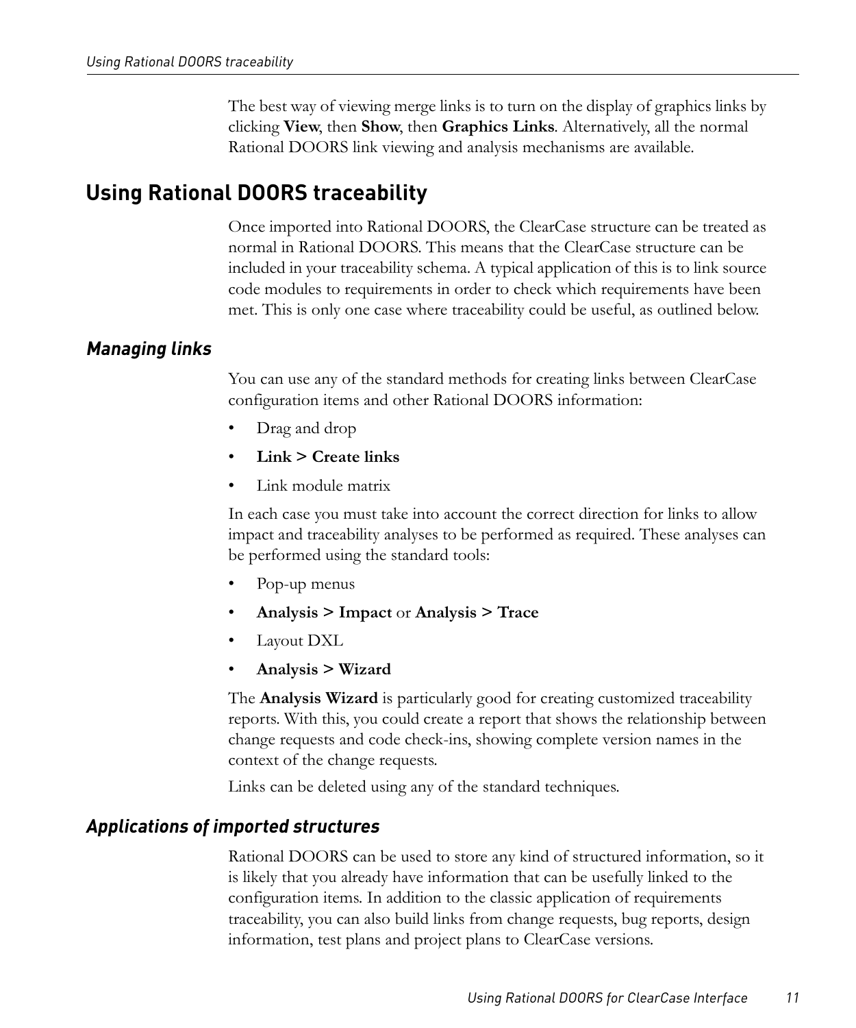The best way of viewing merge links is to turn on the display of graphics links by clicking **View**, then **Show**, then **Graphics Links**. Alternatively, all the normal Rational DOORS link viewing and analysis mechanisms are available.

## Using Rational DOORS traceability

Once imported into Rational DOORS, the ClearCase structure can be treated as normal in Rational DOORS. This means that the ClearCase structure can be included in your traceability schema. A typical application of this is to link source code modules to requirements in order to check which requirements have been met. This is only one case where traceability could be useful, as outlined below.

### *Managing links*

You can use any of the standard methods for creating links between ClearCase configuration items and other Rational DOORS information:

- Drag and drop
- **Link > Create links**
- Link module matrix

In each case you must take into account the correct direction for links to allow impact and traceability analyses to be performed as required. These analyses can be performed using the standard tools:

- Pop-up menus
- **Analysis > Impact** or **Analysis > Trace**
- Layout DXL
- **Analysis > Wizard**

The **Analysis Wizard** is particularly good for creating customized traceability reports. With this, you could create a report that shows the relationship between change requests and code check-ins, showing complete version names in the context of the change requests.

Links can be deleted using any of the standard techniques.

### *Applications of imported structures*

Rational DOORS can be used to store any kind of structured information, so it is likely that you already have information that can be usefully linked to the configuration items. In addition to the classic application of requirements traceability, you can also build links from change requests, bug reports, design information, test plans and project plans to ClearCase versions.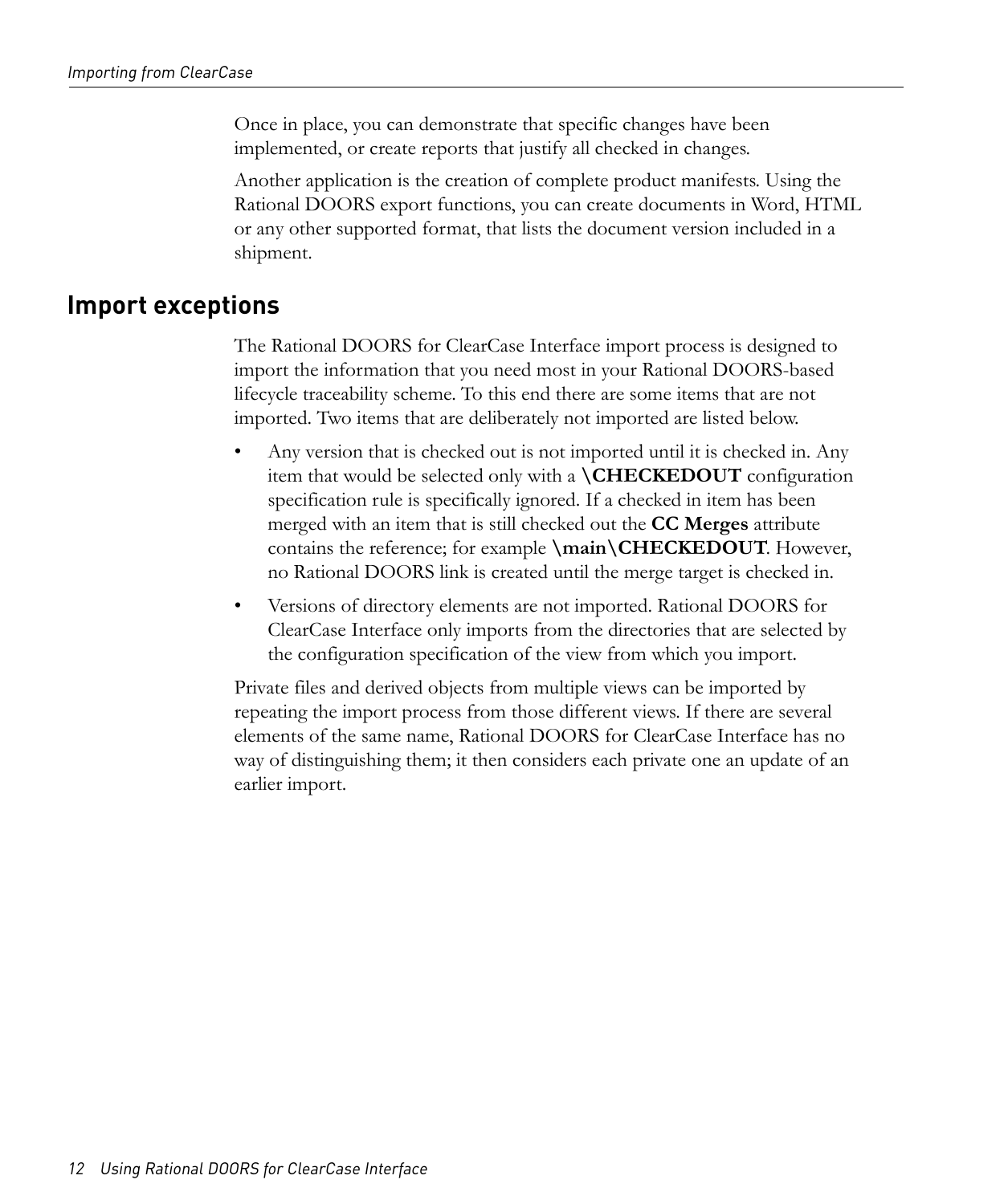Once in place, you can demonstrate that specific changes have been implemented, or create reports that justify all checked in changes.

Another application is the creation of complete product manifests. Using the Rational DOORS export functions, you can create documents in Word, HTML or any other supported format, that lists the document version included in a shipment.

## Import exceptions

The Rational DOORS for ClearCase Interface import process is designed to import the information that you need most in your Rational DOORS-based lifecycle traceability scheme. To this end there are some items that are not imported. Two items that are deliberately not imported are listed below.

- Any version that is checked out is not imported until it is checked in. Any item that would be selected only with a **\CHECKEDOUT** configuration specification rule is specifically ignored. If a checked in item has been merged with an item that is still checked out the **CC Merges** attribute contains the reference; for example **\main\CHECKEDOUT**. However, no Rational DOORS link is created until the merge target is checked in.
- Versions of directory elements are not imported. Rational DOORS for ClearCase Interface only imports from the directories that are selected by the configuration specification of the view from which you import.

Private files and derived objects from multiple views can be imported by repeating the import process from those different views. If there are several elements of the same name, Rational DOORS for ClearCase Interface has no way of distinguishing them; it then considers each private one an update of an earlier import.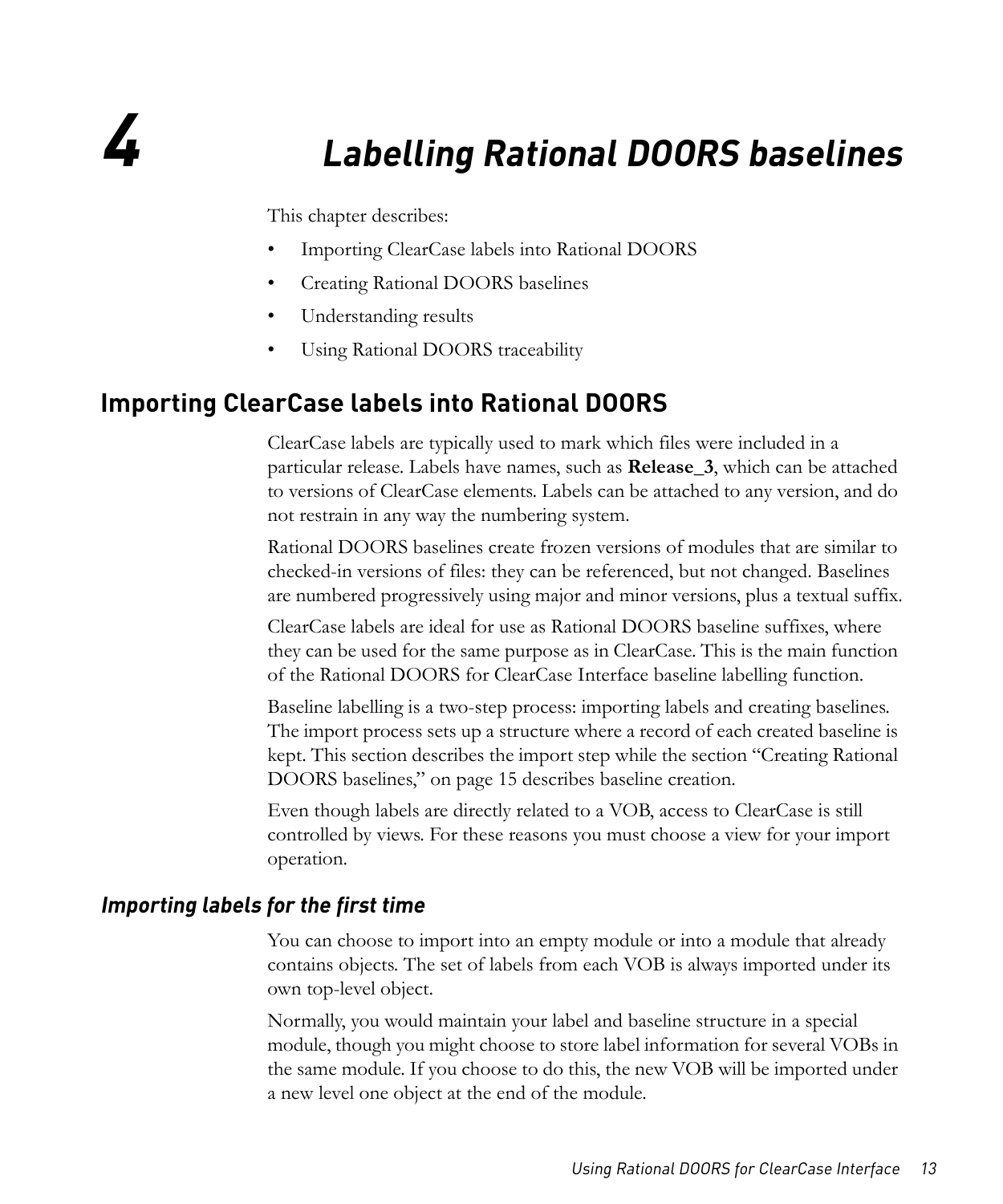# 4 Labelling Rational DOORS baselines

This chapter describes:

- Importing ClearCase labels into Rational DOORS
- Creating Rational DOORS baselines
- Understanding results
- Using Rational DOORS traceability

## Importing ClearCase labels into Rational DOORS

ClearCase labels are typically used to mark which files were included in a particular release. Labels have names, such as **Release_3**, which can be attached to versions of ClearCase elements. Labels can be attached to any version, and do not restrain in any way the numbering system.

Rational DOORS baselines create frozen versions of modules that are similar to checked-in versions of files: they can be referenced, but not changed. Baselines are numbered progressively using major and minor versions, plus a textual suffix.

ClearCase labels are ideal for use as Rational DOORS baseline suffixes, where they can be used for the same purpose as in ClearCase. This is the main function of the Rational DOORS for ClearCase Interface baseline labelling function.

Baseline labelling is a two-step process: importing labels and creating baselines. The import process sets up a structure where a record of each created baseline is kept. This section describes the import step while the section "Creating Rational DOORS baselines," on page 15 describes baseline creation.

Even though labels are directly related to a VOB, access to ClearCase is still controlled by views. For these reasons you must choose a view for your import operation.

### *Importing labels for the first time*

You can choose to import into an empty module or into a module that already contains objects. The set of labels from each VOB is always imported under its own top-level object.

Normally, you would maintain your label and baseline structure in a special module, though you might choose to store label information for several VOBs in the same module. If you choose to do this, the new VOB will be imported under a new level one object at the end of the module.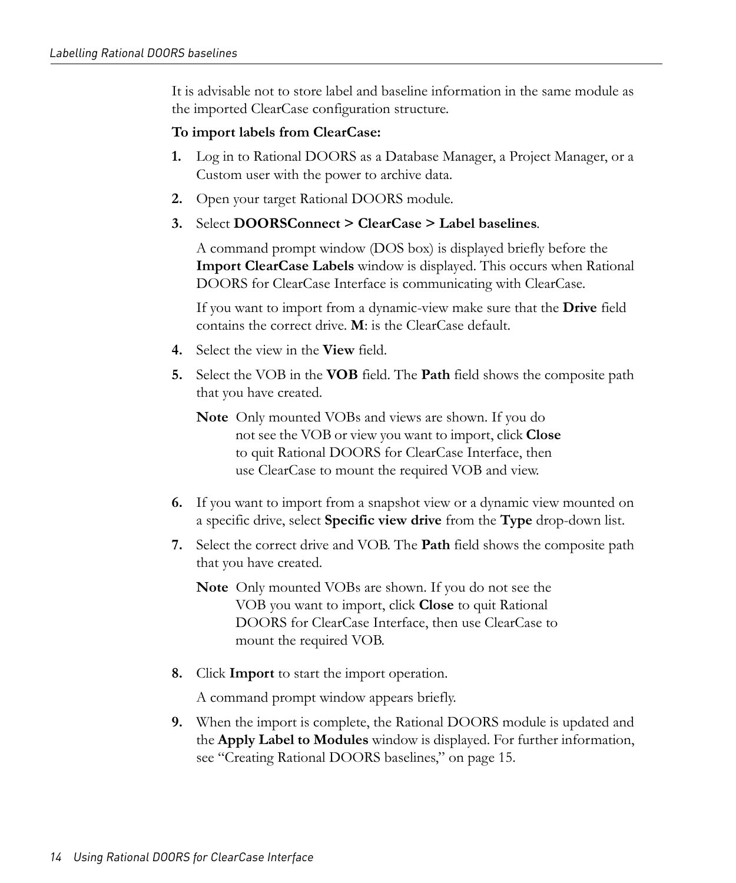It is advisable not to store label and baseline information in the same module as the imported ClearCase configuration structure.

**To import labels from ClearCase:**

1. Log in to Rational DOORS as a Database Manager, a Project Manager, or a Custom user with the power to archive data.
2. Open your target Rational DOORS module.
3. Select **DOORSConnect > ClearCase > Label baselines**.

   A command prompt window (DOS box) is displayed briefly before the **Import ClearCase Labels** window is displayed. This occurs when Rational DOORS for ClearCase Interface is communicating with ClearCase.

   If you want to import from a dynamic-view make sure that the **Drive** field contains the correct drive. **M**: is the ClearCase default.
4. Select the view in the **View** field.
5. Select the VOB in the **VOB** field. The **Path** field shows the composite path that you have created.

   **Note** Only mounted VOBs and views are shown. If you do not see the VOB or view you want to import, click **Close** to quit Rational DOORS for ClearCase Interface, then use ClearCase to mount the required VOB and view.
6. If you want to import from a snapshot view or a dynamic view mounted on a specific drive, select **Specific view drive** from the **Type** drop-down list.
7. Select the correct drive and VOB. The **Path** field shows the composite path that you have created.

   **Note** Only mounted VOBs are shown. If you do not see the VOB you want to import, click **Close** to quit Rational DOORS for ClearCase Interface, then use ClearCase to mount the required VOB.
8. Click **Import** to start the import operation.

   A command prompt window appears briefly.
9. When the import is complete, the Rational DOORS module is updated and the **Apply Label to Modules** window is displayed. For further information, see "Creating Rational DOORS baselines," on page 15.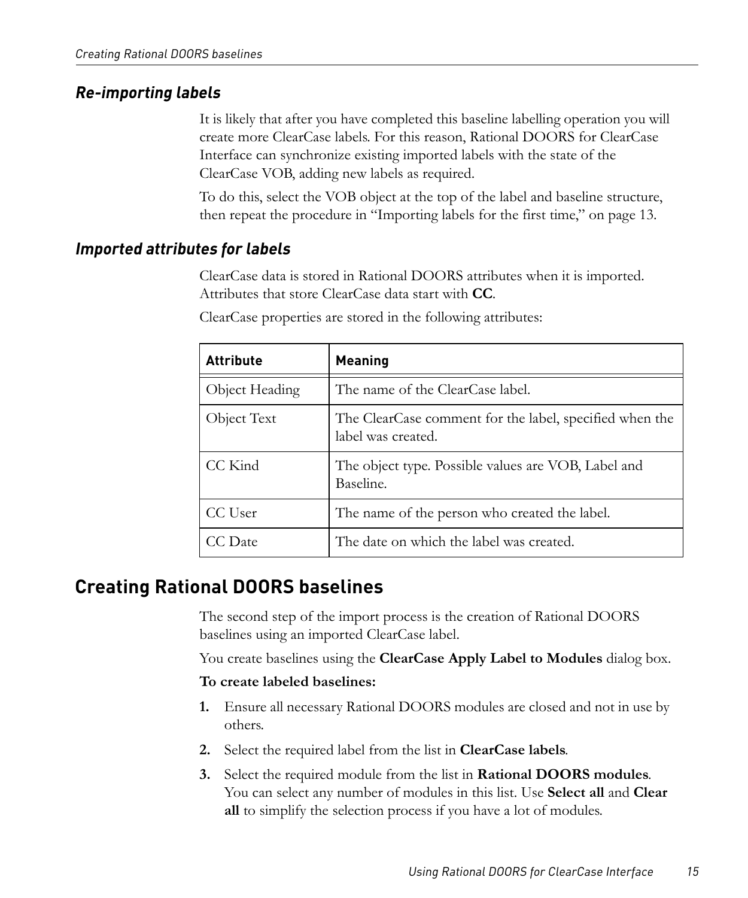### *Re-importing labels*

It is likely that after you have completed this baseline labelling operation you will create more ClearCase labels. For this reason, Rational DOORS for ClearCase Interface can synchronize existing imported labels with the state of the ClearCase VOB, adding new labels as required.

To do this, select the VOB object at the top of the label and baseline structure, then repeat the procedure in “Importing labels for the first time,” on page 13.

### *Imported attributes for labels*

ClearCase data is stored in Rational DOORS attributes when it is imported. Attributes that store ClearCase data start with **CC**.

ClearCase properties are stored in the following attributes:

| Attribute | Meaning |
|---|---|
| Object Heading | The name of the ClearCase label. |
| Object Text | The ClearCase comment for the label, specified when the label was created. |
| CC Kind | The object type. Possible values are VOB, Label and Baseline. |
| CC User | The name of the person who created the label. |
| CC Date | The date on which the label was created. |

## Creating Rational DOORS baselines

The second step of the import process is the creation of Rational DOORS baselines using an imported ClearCase label.

You create baselines using the **ClearCase Apply Label to Modules** dialog box.

**To create labeled baselines:**

1. Ensure all necessary Rational DOORS modules are closed and not in use by others.
2. Select the required label from the list in **ClearCase labels**.
3. Select the required module from the list in **Rational DOORS modules**. You can select any number of modules in this list. Use **Select all** and **Clear all** to simplify the selection process if you have a lot of modules.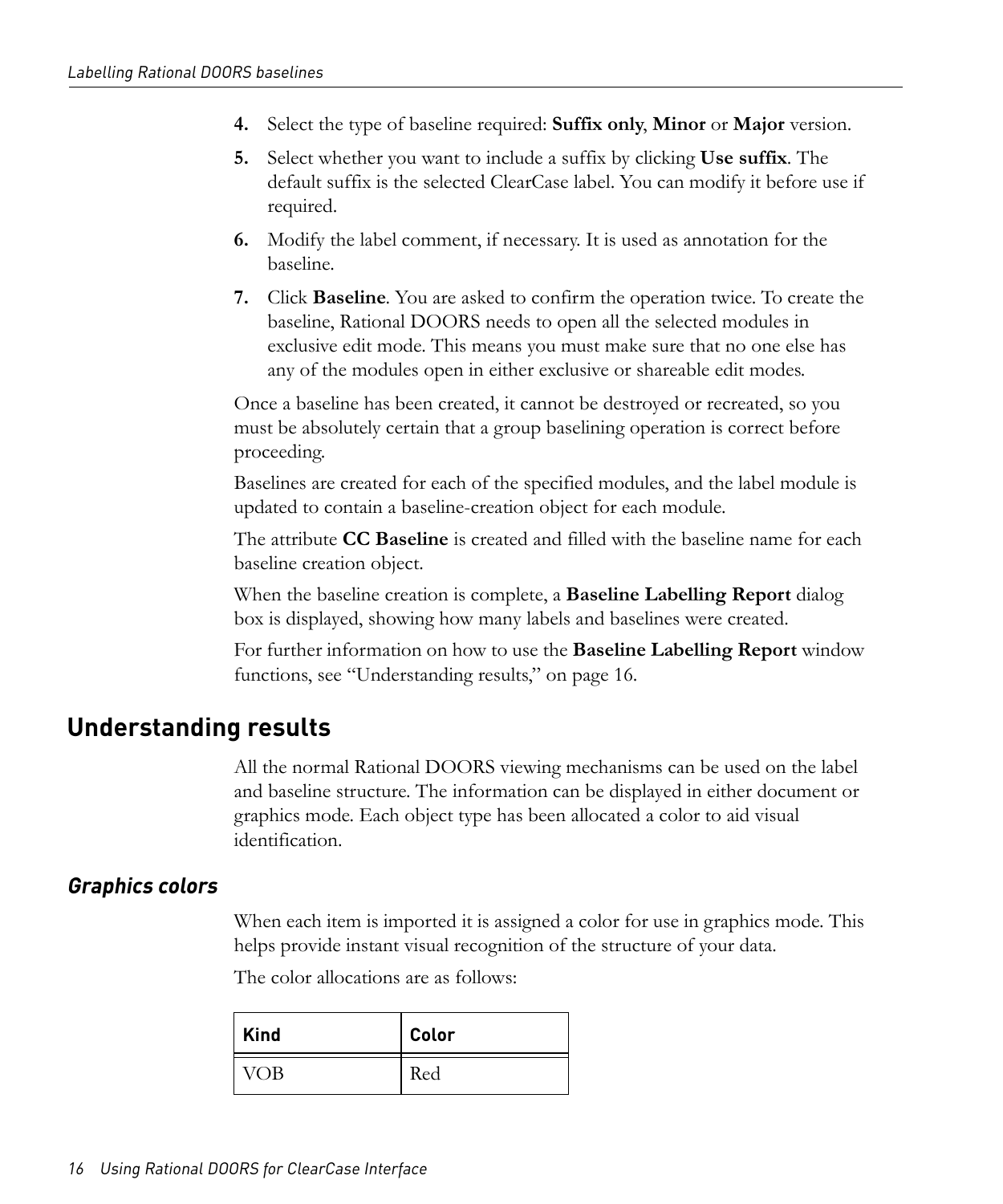4. Select the type of baseline required: **Suffix only**, **Minor** or **Major** version.
5. Select whether you want to include a suffix by clicking **Use suffix**. The default suffix is the selected ClearCase label. You can modify it before use if required.
6. Modify the label comment, if necessary. It is used as annotation for the baseline.
7. Click **Baseline**. You are asked to confirm the operation twice. To create the baseline, Rational DOORS needs to open all the selected modules in exclusive edit mode. This means you must make sure that no one else has any of the modules open in either exclusive or shareable edit modes.

Once a baseline has been created, it cannot be destroyed or recreated, so you must be absolutely certain that a group baselining operation is correct before proceeding.

Baselines are created for each of the specified modules, and the label module is updated to contain a baseline-creation object for each module.

The attribute **CC Baseline** is created and filled with the baseline name for each baseline creation object.

When the baseline creation is complete, a **Baseline Labelling Report** dialog box is displayed, showing how many labels and baselines were created.

For further information on how to use the **Baseline Labelling Report** window functions, see “Understanding results,” on page 16.

## Understanding results

All the normal Rational DOORS viewing mechanisms can be used on the label and baseline structure. The information can be displayed in either document or graphics mode. Each object type has been allocated a color to aid visual identification.

### *Graphics colors*

When each item is imported it is assigned a color for use in graphics mode. This helps provide instant visual recognition of the structure of your data.

The color allocations are as follows:

| Kind | Color |
|---|---|
| VOB | Red |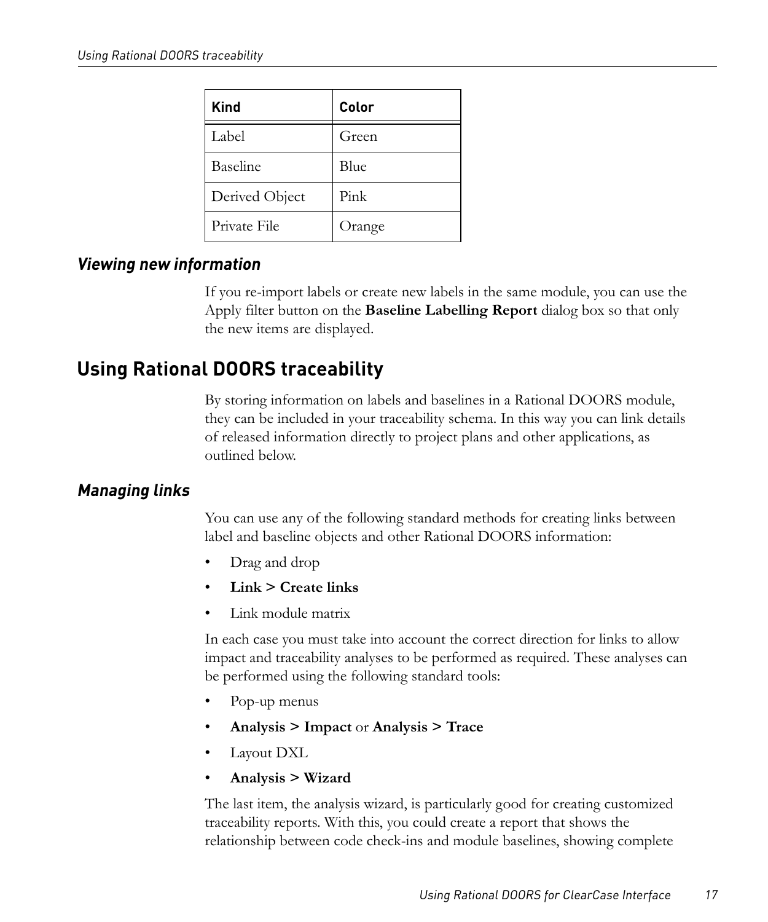| Kind | Color |
| --- | --- |
| Label | Green |
| Baseline | Blue |
| Derived Object | Pink |
| Private File | Orange |

### Viewing new information

If you re-import labels or create new labels in the same module, you can use the Apply filter button on the **Baseline Labelling Report** dialog box so that only the new items are displayed.

## Using Rational DOORS traceability

By storing information on labels and baselines in a Rational DOORS module, they can be included in your traceability schema. In this way you can link details of released information directly to project plans and other applications, as outlined below.

### Managing links

You can use any of the following standard methods for creating links between label and baseline objects and other Rational DOORS information:

- Drag and drop
- **Link > Create links**
- Link module matrix

In each case you must take into account the correct direction for links to allow impact and traceability analyses to be performed as required. These analyses can be performed using the following standard tools:

- Pop-up menus
- **Analysis > Impact** or **Analysis > Trace**
- Layout DXL
- **Analysis > Wizard**

The last item, the analysis wizard, is particularly good for creating customized traceability reports. With this, you could create a report that shows the relationship between code check-ins and module baselines, showing complete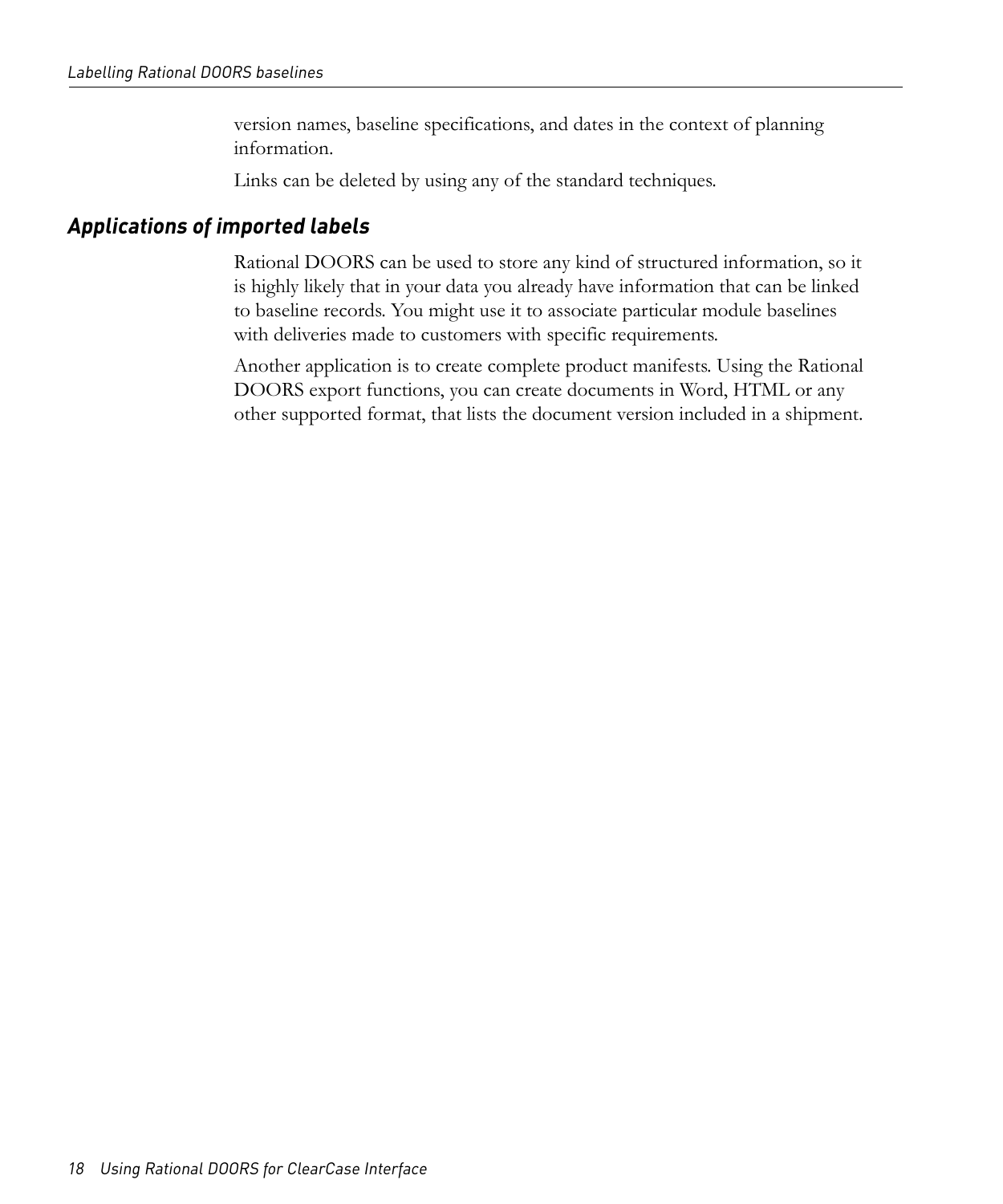version names, baseline specifications, and dates in the context of planning information.

Links can be deleted by using any of the standard techniques.

### *Applications of imported labels*

Rational DOORS can be used to store any kind of structured information, so it is highly likely that in your data you already have information that can be linked to baseline records. You might use it to associate particular module baselines with deliveries made to customers with specific requirements.

Another application is to create complete product manifests. Using the Rational DOORS export functions, you can create documents in Word, HTML or any other supported format, that lists the document version included in a shipment.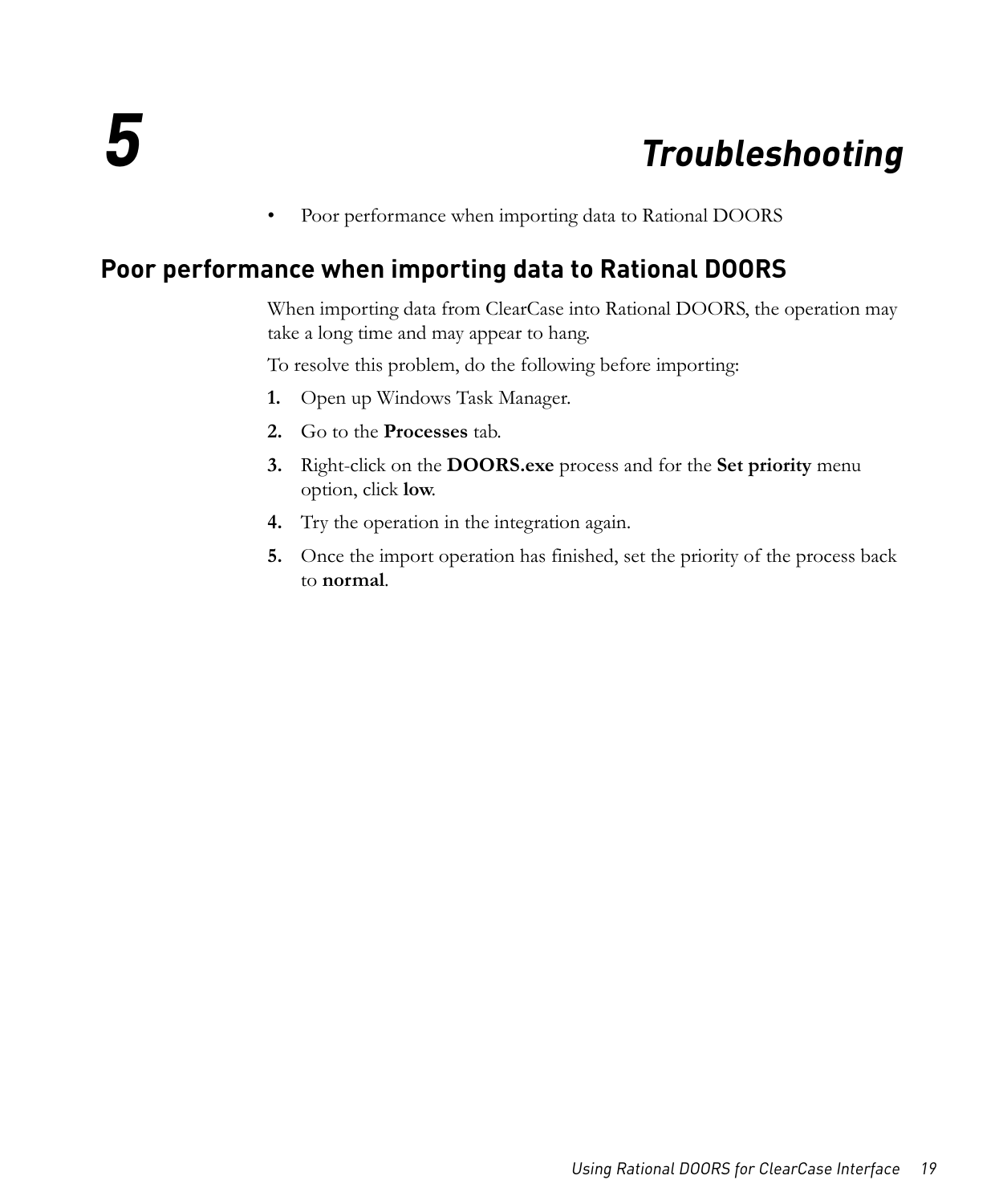# 5 Troubleshooting

- Poor performance when importing data to Rational DOORS

## Poor performance when importing data to Rational DOORS

When importing data from ClearCase into Rational DOORS, the operation may take a long time and may appear to hang.

To resolve this problem, do the following before importing:

1. Open up Windows Task Manager.
2. Go to the **Processes** tab.
3. Right-click on the **DOORS.exe** process and for the **Set priority** menu option, click **low**.
4. Try the operation in the integration again.
5. Once the import operation has finished, set the priority of the process back to **normal**.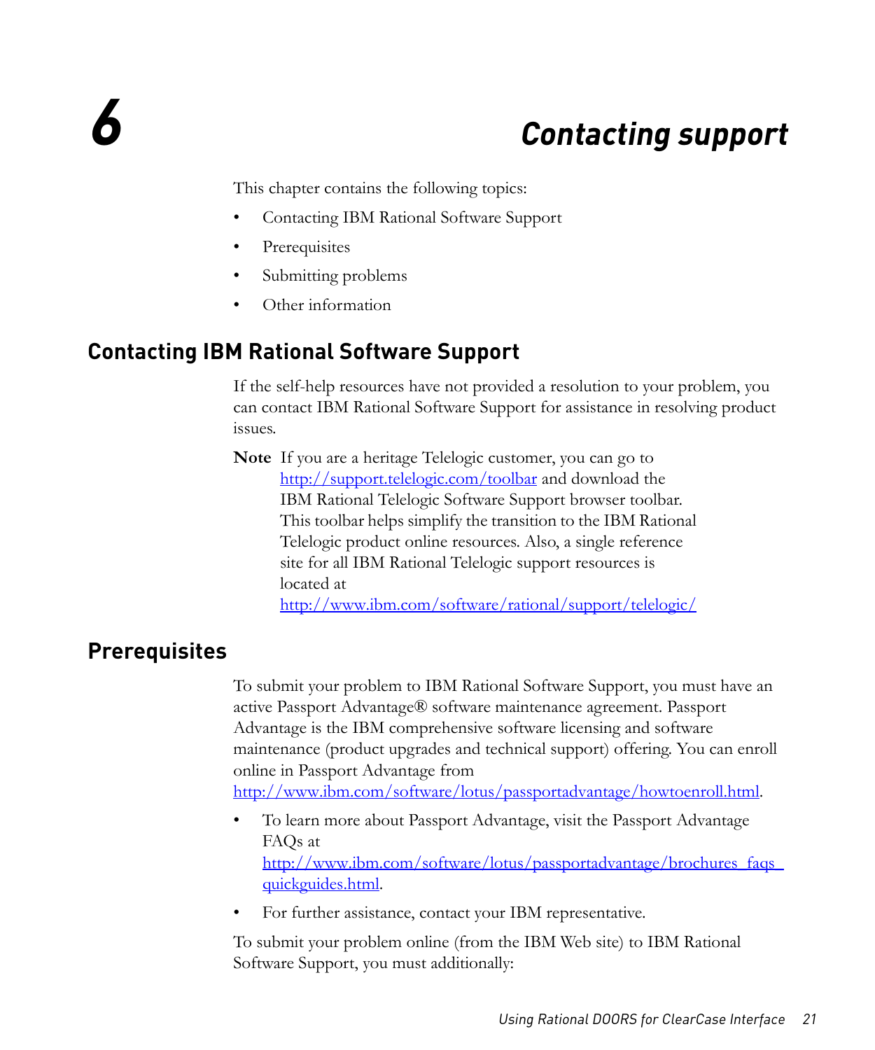# 6 Contacting support

This chapter contains the following topics:

- Contacting IBM Rational Software Support
- Prerequisites
- Submitting problems
- Other information

## Contacting IBM Rational Software Support

If the self-help resources have not provided a resolution to your problem, you can contact IBM Rational Software Support for assistance in resolving product issues.

**Note** If you are a heritage Telelogic customer, you can go to http://support.telelogic.com/toolbar and download the IBM Rational Telelogic Software Support browser toolbar. This toolbar helps simplify the transition to the IBM Rational Telelogic product online resources. Also, a single reference site for all IBM Rational Telelogic support resources is located at http://www.ibm.com/software/rational/support/telelogic/

## Prerequisites

To submit your problem to IBM Rational Software Support, you must have an active Passport Advantage® software maintenance agreement. Passport Advantage is the IBM comprehensive software licensing and software maintenance (product upgrades and technical support) offering. You can enroll online in Passport Advantage from http://www.ibm.com/software/lotus/passportadvantage/howtoenroll.html.

- To learn more about Passport Advantage, visit the Passport Advantage FAQs at http://www.ibm.com/software/lotus/passportadvantage/brochures_faqs_quickguides.html.
- For further assistance, contact your IBM representative.

To submit your problem online (from the IBM Web site) to IBM Rational Software Support, you must additionally: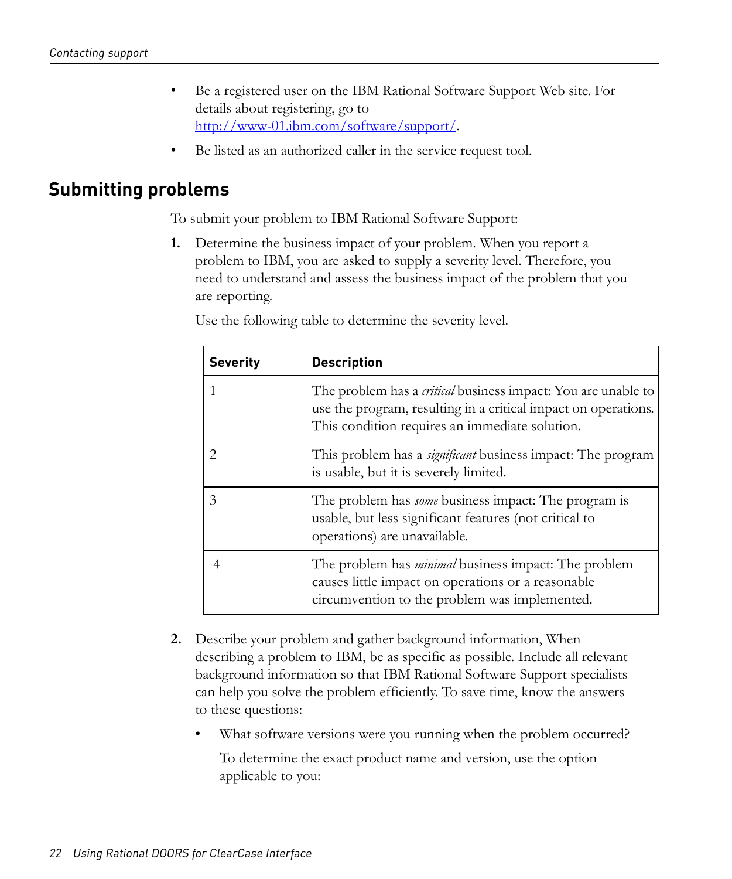- Be a registered user on the IBM Rational Software Support Web site. For details about registering, go to http://www-01.ibm.com/software/support/.
- Be listed as an authorized caller in the service request tool.

## Submitting problems

To submit your problem to IBM Rational Software Support:

1. Determine the business impact of your problem. When you report a problem to IBM, you are asked to supply a severity level. Therefore, you need to understand and assess the business impact of the problem that you are reporting.

   Use the following table to determine the severity level.

   | Severity | Description |
   |---|---|
   | 1 | The problem has a *critical* business impact: You are unable to use the program, resulting in a critical impact on operations. This condition requires an immediate solution. |
   | 2 | This problem has a *significant* business impact: The program is usable, but it is severely limited. |
   | 3 | The problem has *some* business impact: The program is usable, but less significant features (not critical to operations) are unavailable. |
   | 4 | The problem has *minimal* business impact: The problem causes little impact on operations or a reasonable circumvention to the problem was implemented. |

2. Describe your problem and gather background information, When describing a problem to IBM, be as specific as possible. Include all relevant background information so that IBM Rational Software Support specialists can help you solve the problem efficiently. To save time, know the answers to these questions:

   - What software versions were you running when the problem occurred?

     To determine the exact product name and version, use the option applicable to you: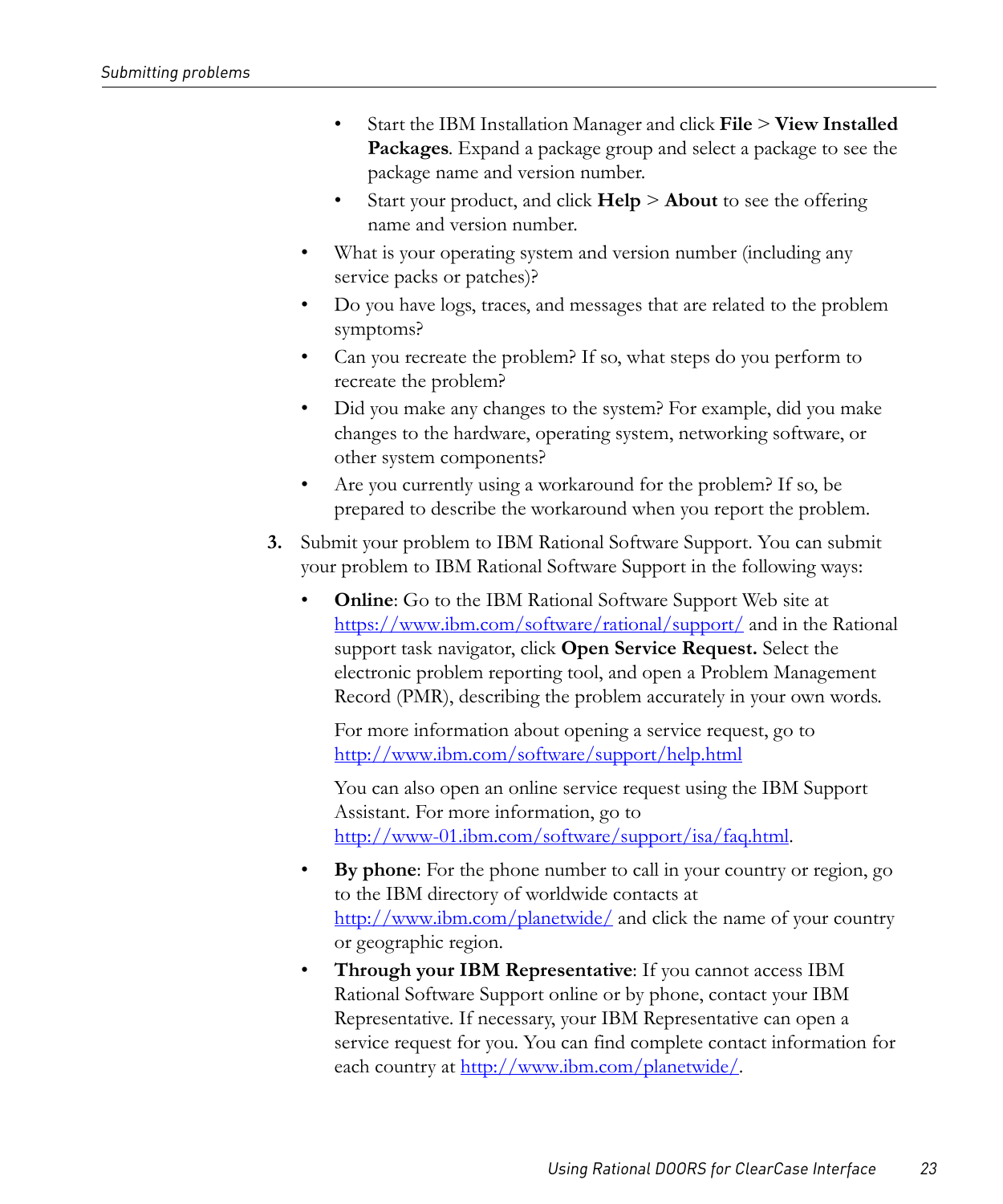- Start the IBM Installation Manager and click **File** > **View Installed Packages**. Expand a package group and select a package to see the package name and version number.
  - Start your product, and click **Help** > **About** to see the offering name and version number.
- What is your operating system and version number (including any service packs or patches)?
- Do you have logs, traces, and messages that are related to the problem symptoms?
- Can you recreate the problem? If so, what steps do you perform to recreate the problem?
- Did you make any changes to the system? For example, did you make changes to the hardware, operating system, networking software, or other system components?
- Are you currently using a workaround for the problem? If so, be prepared to describe the workaround when you report the problem.

3. Submit your problem to IBM Rational Software Support. You can submit your problem to IBM Rational Software Support in the following ways:

   - **Online**: Go to the IBM Rational Software Support Web site at https://www.ibm.com/software/rational/support/ and in the Rational support task navigator, click **Open Service Request.** Select the electronic problem reporting tool, and open a Problem Management Record (PMR), describing the problem accurately in your own words.

     For more information about opening a service request, go to http://www.ibm.com/software/support/help.html

     You can also open an online service request using the IBM Support Assistant. For more information, go to http://www-01.ibm.com/software/support/isa/faq.html.

   - **By phone**: For the phone number to call in your country or region, go to the IBM directory of worldwide contacts at http://www.ibm.com/planetwide/ and click the name of your country or geographic region.
   - **Through your IBM Representative**: If you cannot access IBM Rational Software Support online or by phone, contact your IBM Representative. If necessary, your IBM Representative can open a service request for you. You can find complete contact information for each country at http://www.ibm.com/planetwide/.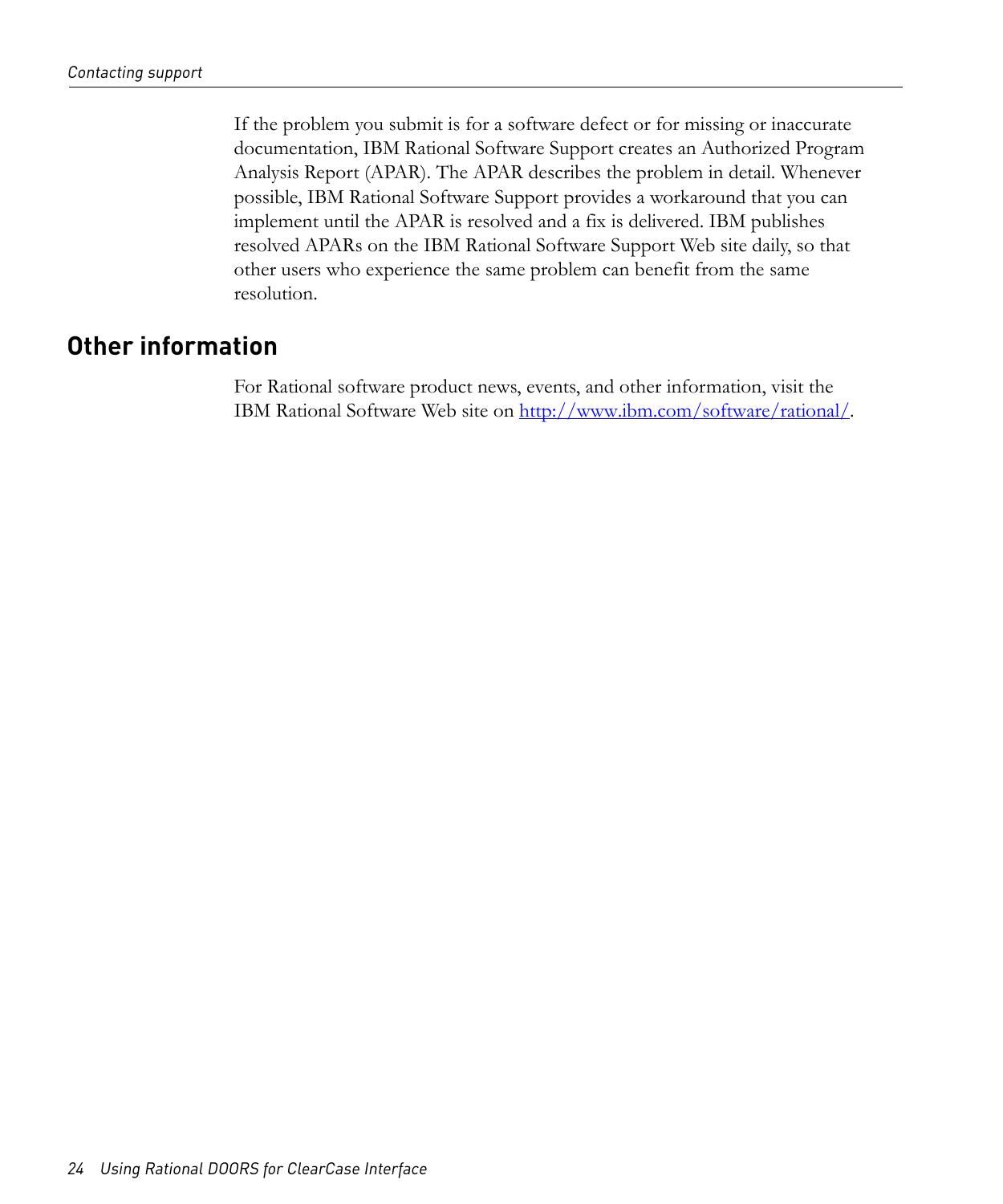If the problem you submit is for a software defect or for missing or inaccurate documentation, IBM Rational Software Support creates an Authorized Program Analysis Report (APAR). The APAR describes the problem in detail. Whenever possible, IBM Rational Software Support provides a workaround that you can implement until the APAR is resolved and a fix is delivered. IBM publishes resolved APARs on the IBM Rational Software Support Web site daily, so that other users who experience the same problem can benefit from the same resolution.

## Other information

For Rational software product news, events, and other information, visit the IBM Rational Software Web site on [http://www.ibm.com/software/rational/](http://www.ibm.com/software/rational/).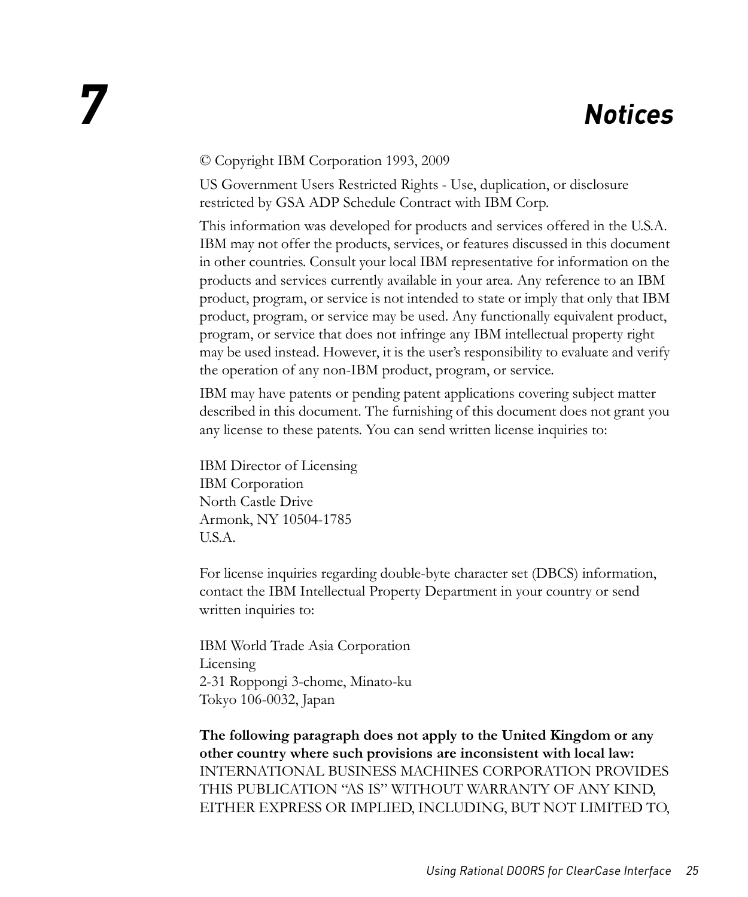# 7 Notices

© Copyright IBM Corporation 1993, 2009

US Government Users Restricted Rights - Use, duplication, or disclosure restricted by GSA ADP Schedule Contract with IBM Corp.

This information was developed for products and services offered in the U.S.A. IBM may not offer the products, services, or features discussed in this document in other countries. Consult your local IBM representative for information on the products and services currently available in your area. Any reference to an IBM product, program, or service is not intended to state or imply that only that IBM product, program, or service may be used. Any functionally equivalent product, program, or service that does not infringe any IBM intellectual property right may be used instead. However, it is the user's responsibility to evaluate and verify the operation of any non-IBM product, program, or service.

IBM may have patents or pending patent applications covering subject matter described in this document. The furnishing of this document does not grant you any license to these patents. You can send written license inquiries to:

IBM Director of Licensing
IBM Corporation
North Castle Drive
Armonk, NY 10504-1785
U.S.A.

For license inquiries regarding double-byte character set (DBCS) information, contact the IBM Intellectual Property Department in your country or send written inquiries to:

IBM World Trade Asia Corporation
Licensing
2-31 Roppongi 3-chome, Minato-ku
Tokyo 106-0032, Japan

**The following paragraph does not apply to the United Kingdom or any other country where such provisions are inconsistent with local law:** INTERNATIONAL BUSINESS MACHINES CORPORATION PROVIDES THIS PUBLICATION "AS IS" WITHOUT WARRANTY OF ANY KIND, EITHER EXPRESS OR IMPLIED, INCLUDING, BUT NOT LIMITED TO,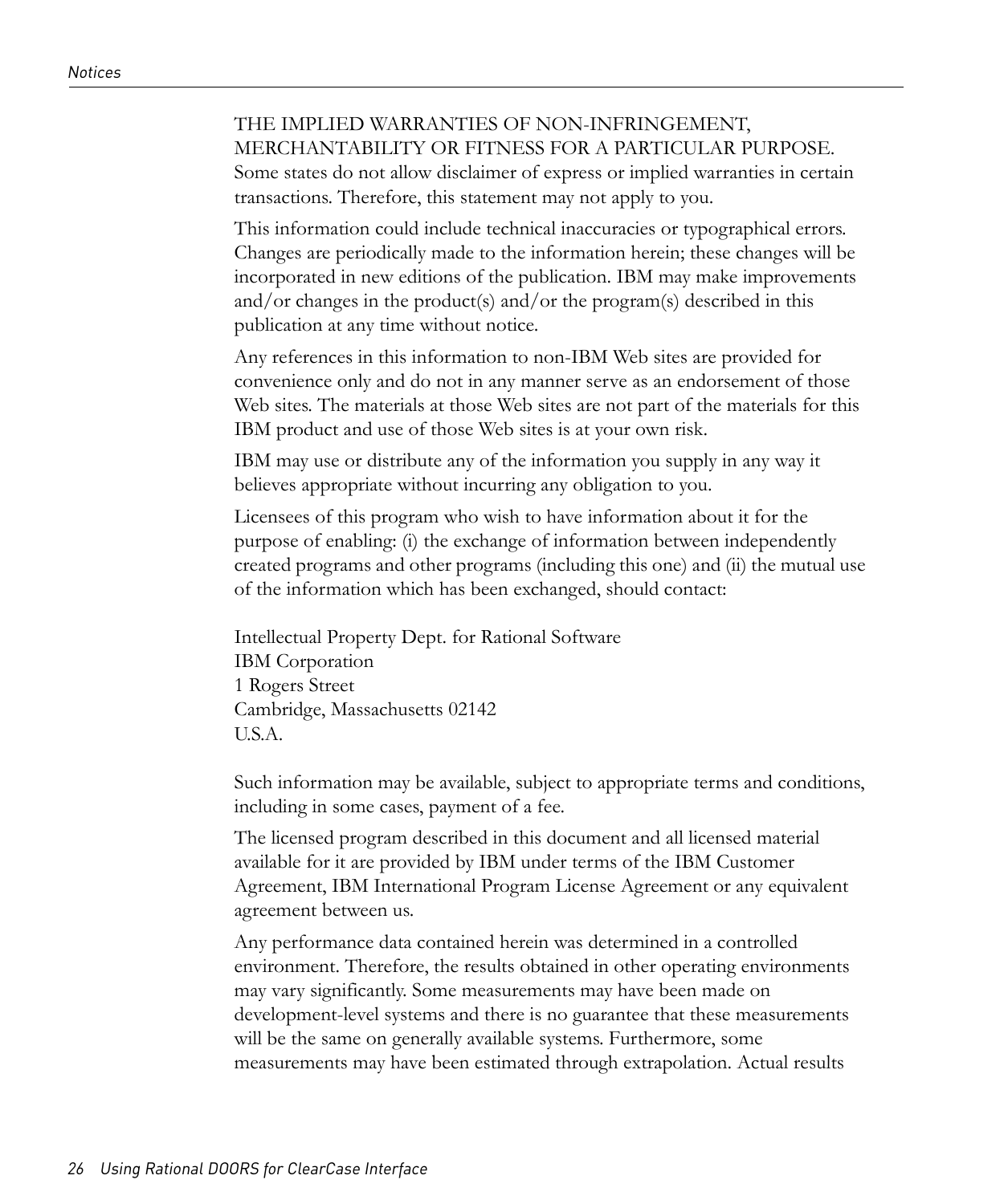THE IMPLIED WARRANTIES OF NON-INFRINGEMENT, MERCHANTABILITY OR FITNESS FOR A PARTICULAR PURPOSE. Some states do not allow disclaimer of express or implied warranties in certain transactions. Therefore, this statement may not apply to you.

This information could include technical inaccuracies or typographical errors. Changes are periodically made to the information herein; these changes will be incorporated in new editions of the publication. IBM may make improvements and/or changes in the product(s) and/or the program(s) described in this publication at any time without notice.

Any references in this information to non-IBM Web sites are provided for convenience only and do not in any manner serve as an endorsement of those Web sites. The materials at those Web sites are not part of the materials for this IBM product and use of those Web sites is at your own risk.

IBM may use or distribute any of the information you supply in any way it believes appropriate without incurring any obligation to you.

Licensees of this program who wish to have information about it for the purpose of enabling: (i) the exchange of information between independently created programs and other programs (including this one) and (ii) the mutual use of the information which has been exchanged, should contact:

Intellectual Property Dept. for Rational Software
IBM Corporation
1 Rogers Street
Cambridge, Massachusetts 02142
U.S.A.

Such information may be available, subject to appropriate terms and conditions, including in some cases, payment of a fee.

The licensed program described in this document and all licensed material available for it are provided by IBM under terms of the IBM Customer Agreement, IBM International Program License Agreement or any equivalent agreement between us.

Any performance data contained herein was determined in a controlled environment. Therefore, the results obtained in other operating environments may vary significantly. Some measurements may have been made on development-level systems and there is no guarantee that these measurements will be the same on generally available systems. Furthermore, some measurements may have been estimated through extrapolation. Actual results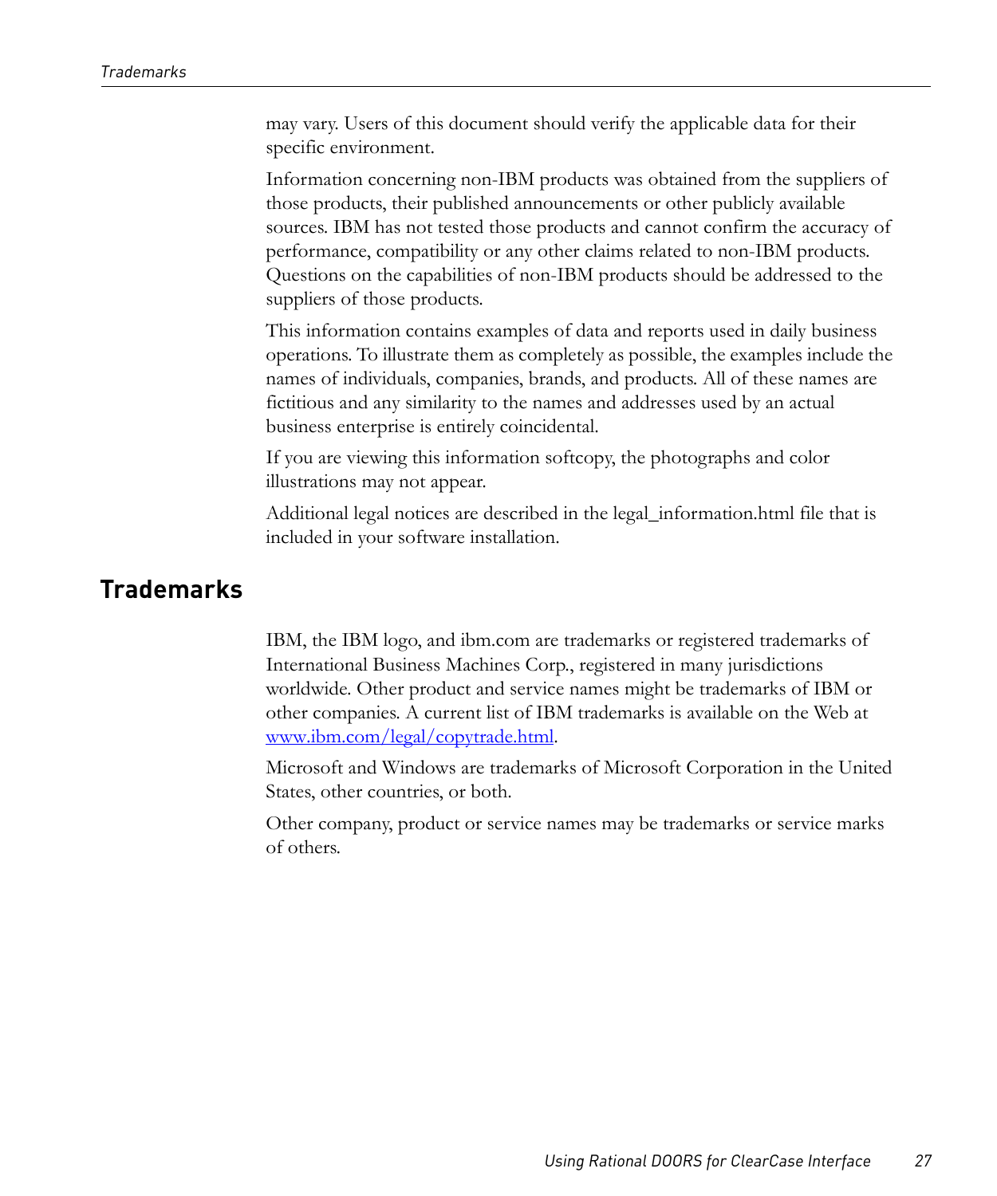may vary. Users of this document should verify the applicable data for their specific environment.

Information concerning non-IBM products was obtained from the suppliers of those products, their published announcements or other publicly available sources. IBM has not tested those products and cannot confirm the accuracy of performance, compatibility or any other claims related to non-IBM products. Questions on the capabilities of non-IBM products should be addressed to the suppliers of those products.

This information contains examples of data and reports used in daily business operations. To illustrate them as completely as possible, the examples include the names of individuals, companies, brands, and products. All of these names are fictitious and any similarity to the names and addresses used by an actual business enterprise is entirely coincidental.

If you are viewing this information softcopy, the photographs and color illustrations may not appear.

Additional legal notices are described in the legal_information.html file that is included in your software installation.

## Trademarks

IBM, the IBM logo, and ibm.com are trademarks or registered trademarks of International Business Machines Corp., registered in many jurisdictions worldwide. Other product and service names might be trademarks of IBM or other companies. A current list of IBM trademarks is available on the Web at [www.ibm.com/legal/copytrade.html](http://www.ibm.com/legal/copytrade.html).

Microsoft and Windows are trademarks of Microsoft Corporation in the United States, other countries, or both.

Other company, product or service names may be trademarks or service marks of others.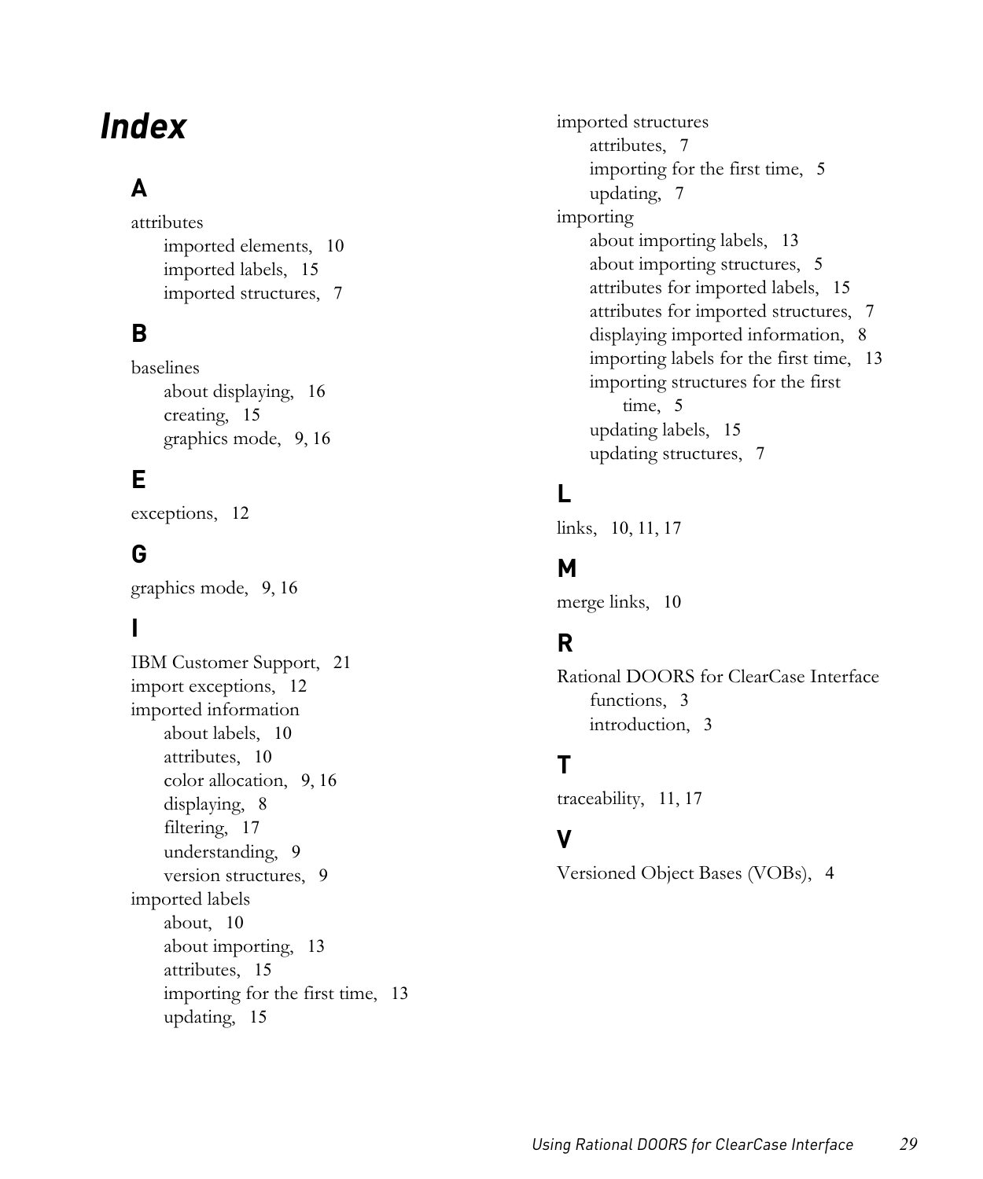# Index

## A

attributes
- imported elements, 10
- imported labels, 15
- imported structures, 7

## B

baselines
- about displaying, 16
- creating, 15
- graphics mode, 9, 16

## E

exceptions, 12

## G

graphics mode, 9, 16

## I

IBM Customer Support, 21

import exceptions, 12

imported information
- about labels, 10
- attributes, 10
- color allocation, 9, 16
- displaying, 8
- filtering, 17
- understanding, 9
- version structures, 9

imported labels
- about, 10
- about importing, 13
- attributes, 15
- importing for the first time, 13
- updating, 15

imported structures
- attributes, 7
- importing for the first time, 5
- updating, 7

importing
- about importing labels, 13
- about importing structures, 5
- attributes for imported labels, 15
- attributes for imported structures, 7
- displaying imported information, 8
- importing labels for the first time, 13
- importing structures for the first time, 5
- updating labels, 15
- updating structures, 7

## L

links, 10, 11, 17

## M

merge links, 10

## R

Rational DOORS for ClearCase Interface
- functions, 3
- introduction, 3

## T

traceability, 11, 17

## V

Versioned Object Bases (VOBs), 4